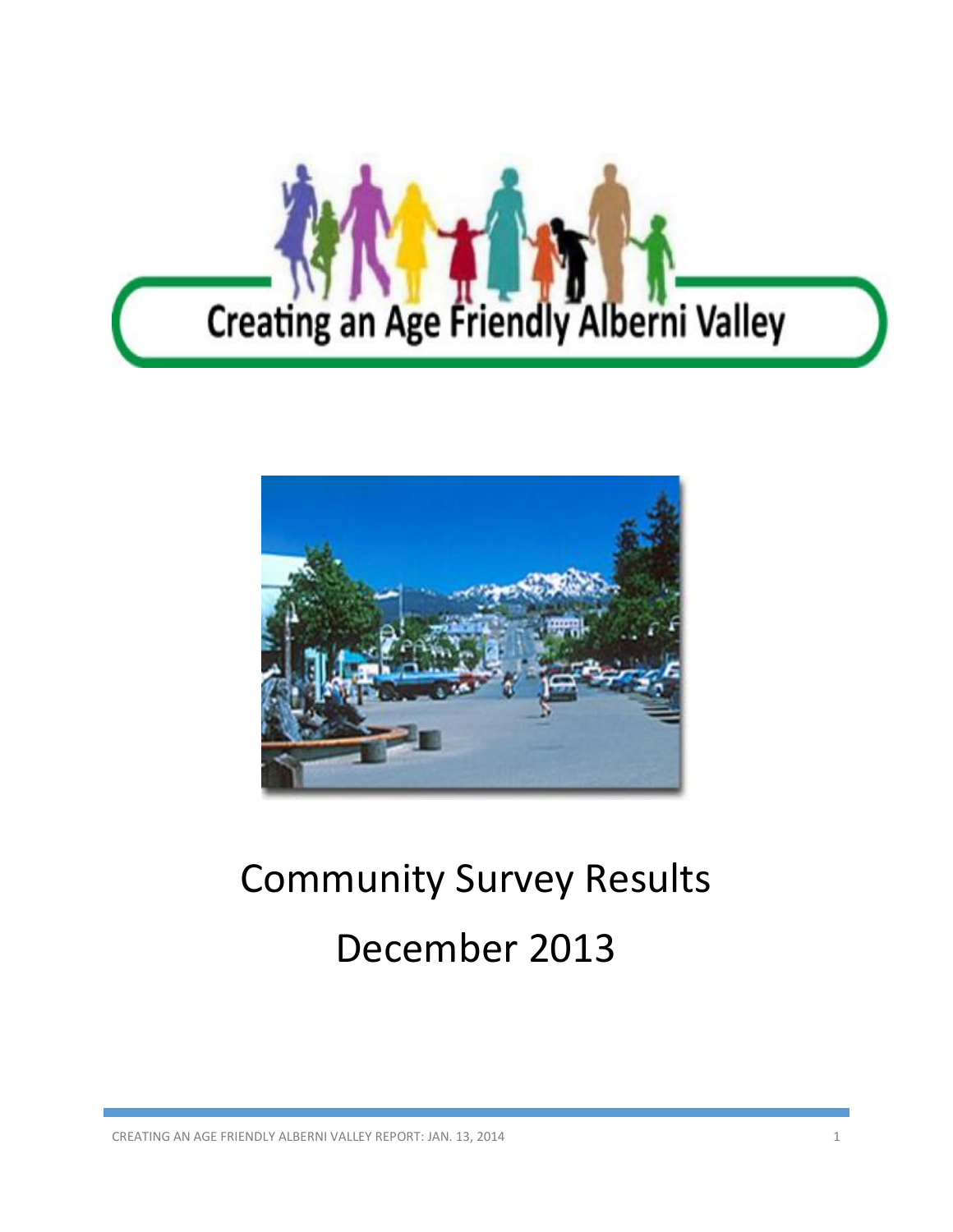# Creating an Age Friendly Alberni Valley

# Community Survey Results

# December 2013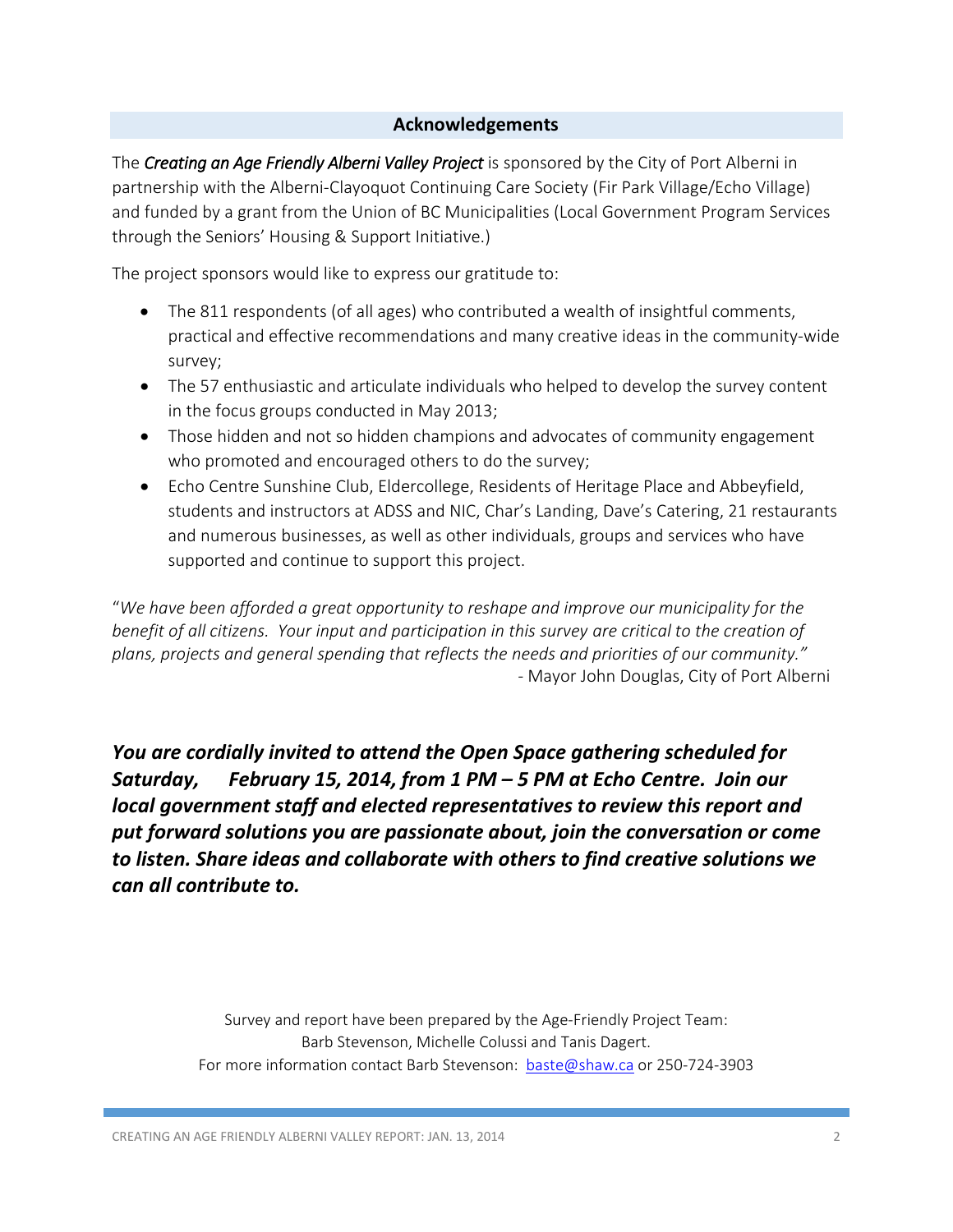## Acknowledgements

The ***Creating an Age Friendly Alberni Valley Project*** is sponsored by the City of Port Alberni in partnership with the Alberni-Clayoquot Continuing Care Society (Fir Park Village/Echo Village) and funded by a grant from the Union of BC Municipalities (Local Government Program Services through the Seniors' Housing & Support Initiative.)

The project sponsors would like to express our gratitude to:

- The 811 respondents (of all ages) who contributed a wealth of insightful comments, practical and effective recommendations and many creative ideas in the community-wide survey;
- The 57 enthusiastic and articulate individuals who helped to develop the survey content in the focus groups conducted in May 2013;
- Those hidden and not so hidden champions and advocates of community engagement who promoted and encouraged others to do the survey;
- Echo Centre Sunshine Club, Eldercollege, Residents of Heritage Place and Abbeyfield, students and instructors at ADSS and NIC, Char's Landing, Dave's Catering, 21 restaurants and numerous businesses, as well as other individuals, groups and services who have supported and continue to support this project.

"*We have been afforded a great opportunity to reshape and improve our municipality for the benefit of all citizens. Your input and participation in this survey are critical to the creation of plans, projects and general spending that reflects the needs and priorities of our community."*
- Mayor John Douglas, City of Port Alberni

***You are cordially invited to attend the Open Space gathering scheduled for Saturday, February 15, 2014, from 1 PM – 5 PM at Echo Centre. Join our local government staff and elected representatives to review this report and put forward solutions you are passionate about, join the conversation or come to listen. Share ideas and collaborate with others to find creative solutions we can all contribute to.***

Survey and report have been prepared by the Age-Friendly Project Team:
Barb Stevenson, Michelle Colussi and Tanis Dagert.
For more information contact Barb Stevenson: baste@shaw.ca or 250-724-3903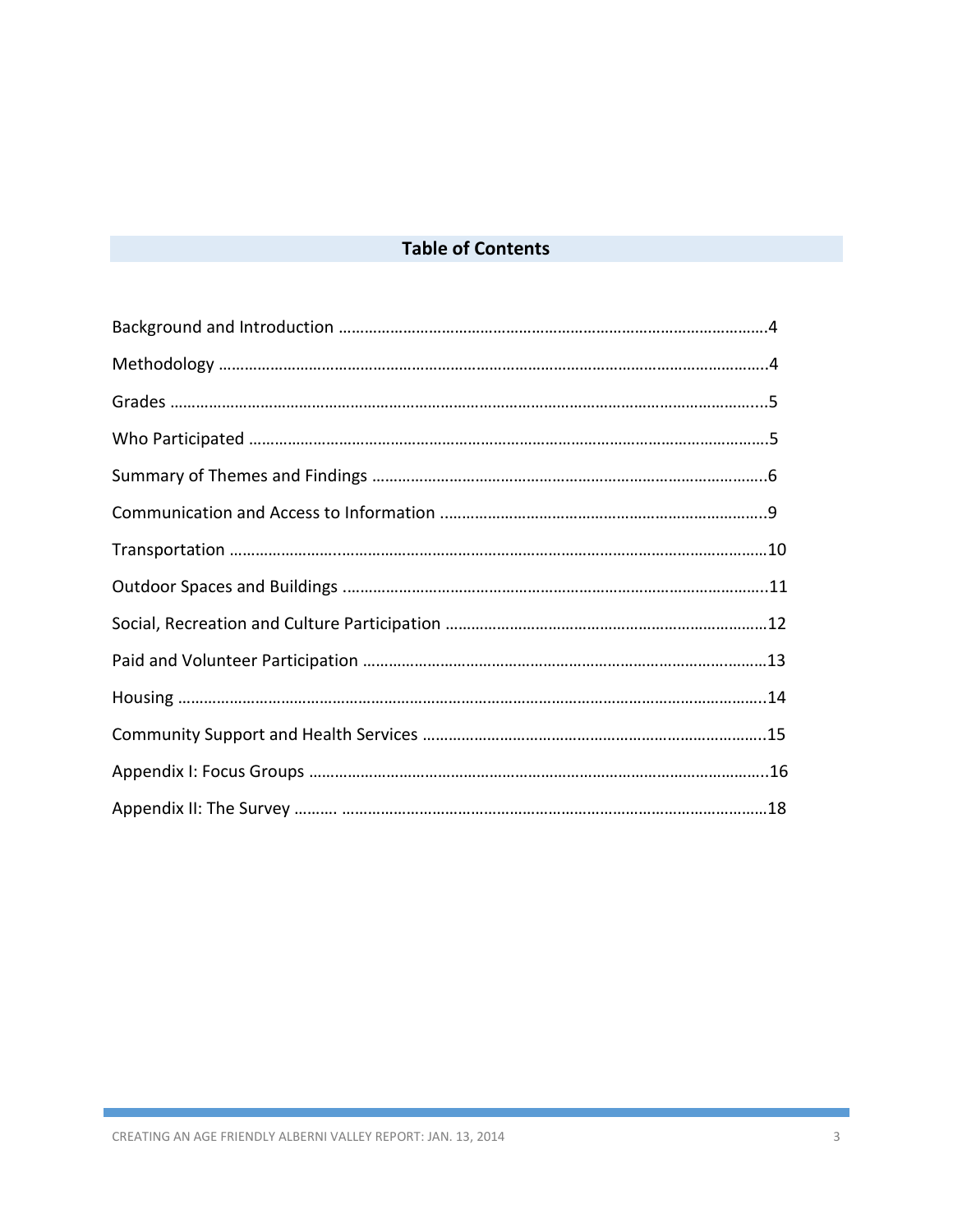## Table of Contents

Background and Introduction ……………………………………………………………………………………4

Methodology ……………………………………………………………………………………………………….4

Grades ……………………………………………………………………………………………………………….5

Who Participated ………………………………………………………………………………………………..5

Summary of Themes and Findings ………………………………………………………………………….6

Communication and Access to Information …………………………………………………………….9

Transportation ……………………………………………………………………………………………………10

Outdoor Spaces and Buildings ……………………………………………………………………………..11

Social, Recreation and Culture Participation …………………………………………………………12

Paid and Volunteer Participation ………………………………………………………………………….13

Housing ……………………………………………………………………………………………………………..14

Community Support and Health Services ………………………………………………………………15

Appendix I: Focus Groups ……………………………………………………………………………………..16

Appendix II: The Survey ………. ………………………………………………………………………………18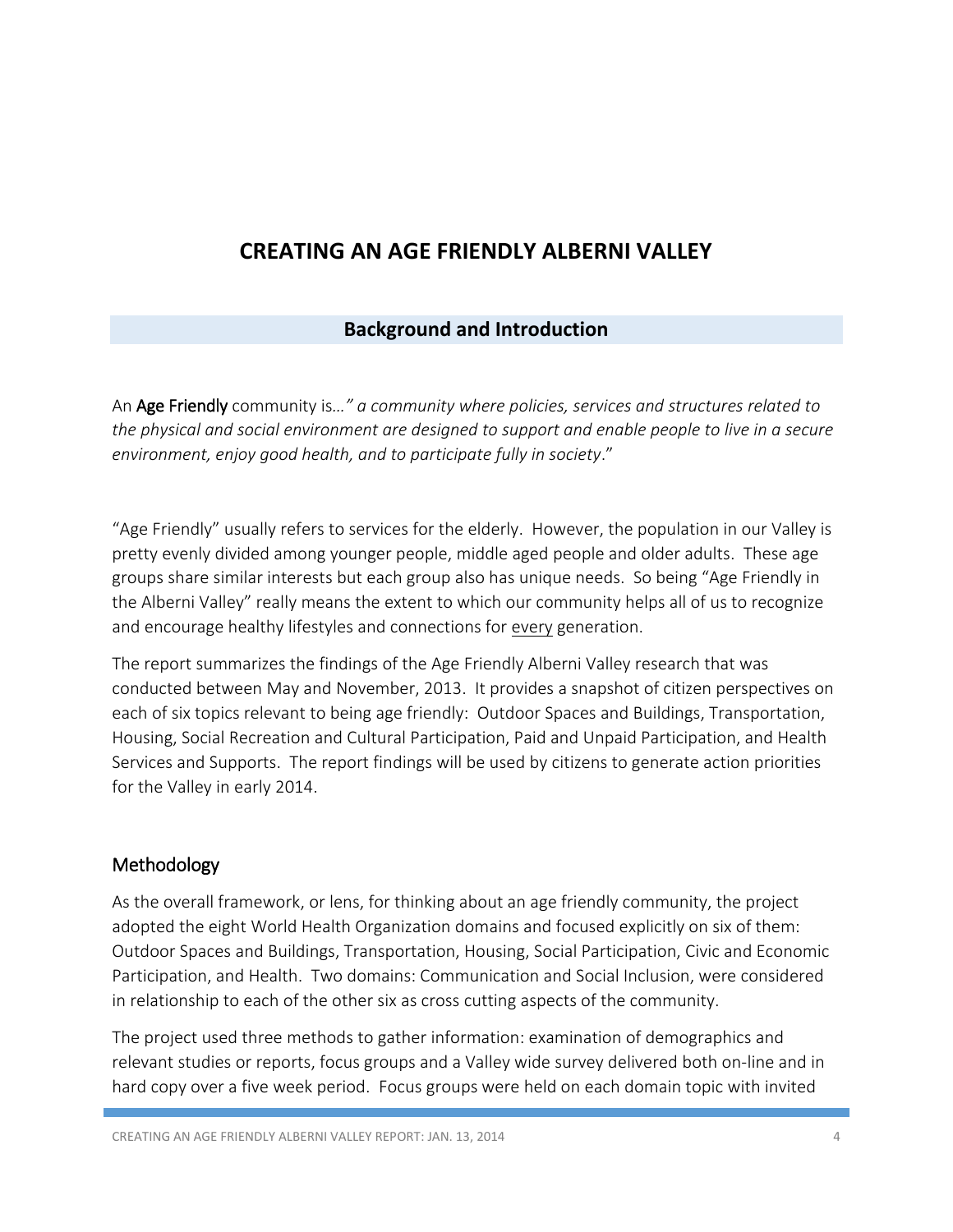# CREATING AN AGE FRIENDLY ALBERNI VALLEY

## Background and Introduction

An **Age Friendly** community is…*" a community where policies, services and structures related to the physical and social environment are designed to support and enable people to live in a secure environment, enjoy good health, and to participate fully in society*."

"Age Friendly" usually refers to services for the elderly. However, the population in our Valley is pretty evenly divided among younger people, middle aged people and older adults. These age groups share similar interests but each group also has unique needs. So being "Age Friendly in the Alberni Valley" really means the extent to which our community helps all of us to recognize and encourage healthy lifestyles and connections for <u>every</u> generation.

The report summarizes the findings of the Age Friendly Alberni Valley research that was conducted between May and November, 2013. It provides a snapshot of citizen perspectives on each of six topics relevant to being age friendly: Outdoor Spaces and Buildings, Transportation, Housing, Social Recreation and Cultural Participation, Paid and Unpaid Participation, and Health Services and Supports. The report findings will be used by citizens to generate action priorities for the Valley in early 2014.

### Methodology

As the overall framework, or lens, for thinking about an age friendly community, the project adopted the eight World Health Organization domains and focused explicitly on six of them: Outdoor Spaces and Buildings, Transportation, Housing, Social Participation, Civic and Economic Participation, and Health. Two domains: Communication and Social Inclusion, were considered in relationship to each of the other six as cross cutting aspects of the community.

The project used three methods to gather information: examination of demographics and relevant studies or reports, focus groups and a Valley wide survey delivered both on-line and in hard copy over a five week period. Focus groups were held on each domain topic with invited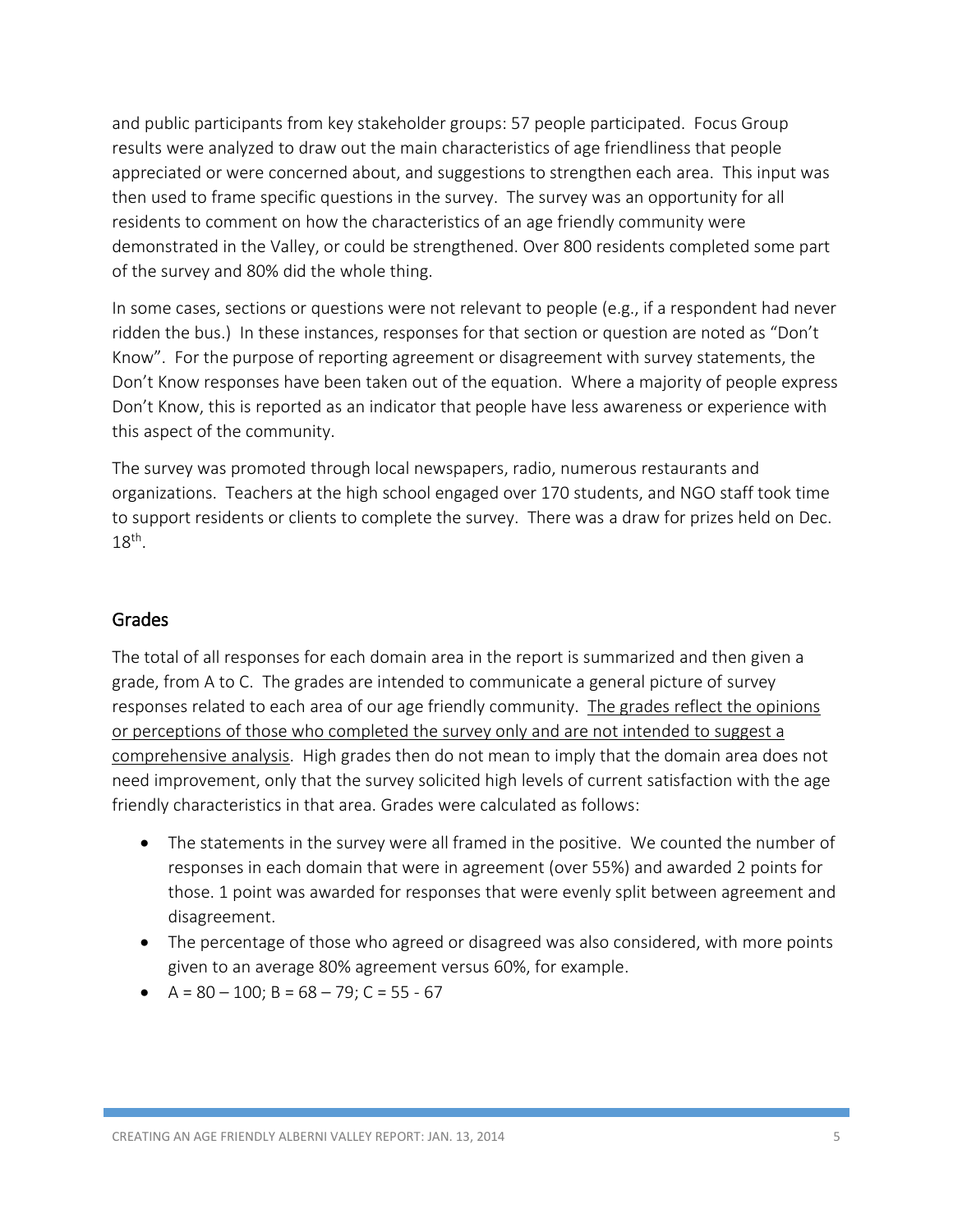and public participants from key stakeholder groups: 57 people participated. Focus Group results were analyzed to draw out the main characteristics of age friendliness that people appreciated or were concerned about, and suggestions to strengthen each area. This input was then used to frame specific questions in the survey. The survey was an opportunity for all residents to comment on how the characteristics of an age friendly community were demonstrated in the Valley, or could be strengthened. Over 800 residents completed some part of the survey and 80% did the whole thing.

In some cases, sections or questions were not relevant to people (e.g., if a respondent had never ridden the bus.) In these instances, responses for that section or question are noted as "Don't Know". For the purpose of reporting agreement or disagreement with survey statements, the Don't Know responses have been taken out of the equation. Where a majority of people express Don't Know, this is reported as an indicator that people have less awareness or experience with this aspect of the community.

The survey was promoted through local newspapers, radio, numerous restaurants and organizations. Teachers at the high school engaged over 170 students, and NGO staff took time to support residents or clients to complete the survey. There was a draw for prizes held on Dec. 18th.

## Grades

The total of all responses for each domain area in the report is summarized and then given a grade, from A to C. The grades are intended to communicate a general picture of survey responses related to each area of our age friendly community. The grades reflect the opinions or perceptions of those who completed the survey only and are not intended to suggest a comprehensive analysis. High grades then do not mean to imply that the domain area does not need improvement, only that the survey solicited high levels of current satisfaction with the age friendly characteristics in that area. Grades were calculated as follows:

- The statements in the survey were all framed in the positive. We counted the number of responses in each domain that were in agreement (over 55%) and awarded 2 points for those. 1 point was awarded for responses that were evenly split between agreement and disagreement.
- The percentage of those who agreed or disagreed was also considered, with more points given to an average 80% agreement versus 60%, for example.
- A = 80 – 100; B = 68 – 79; C = 55 - 67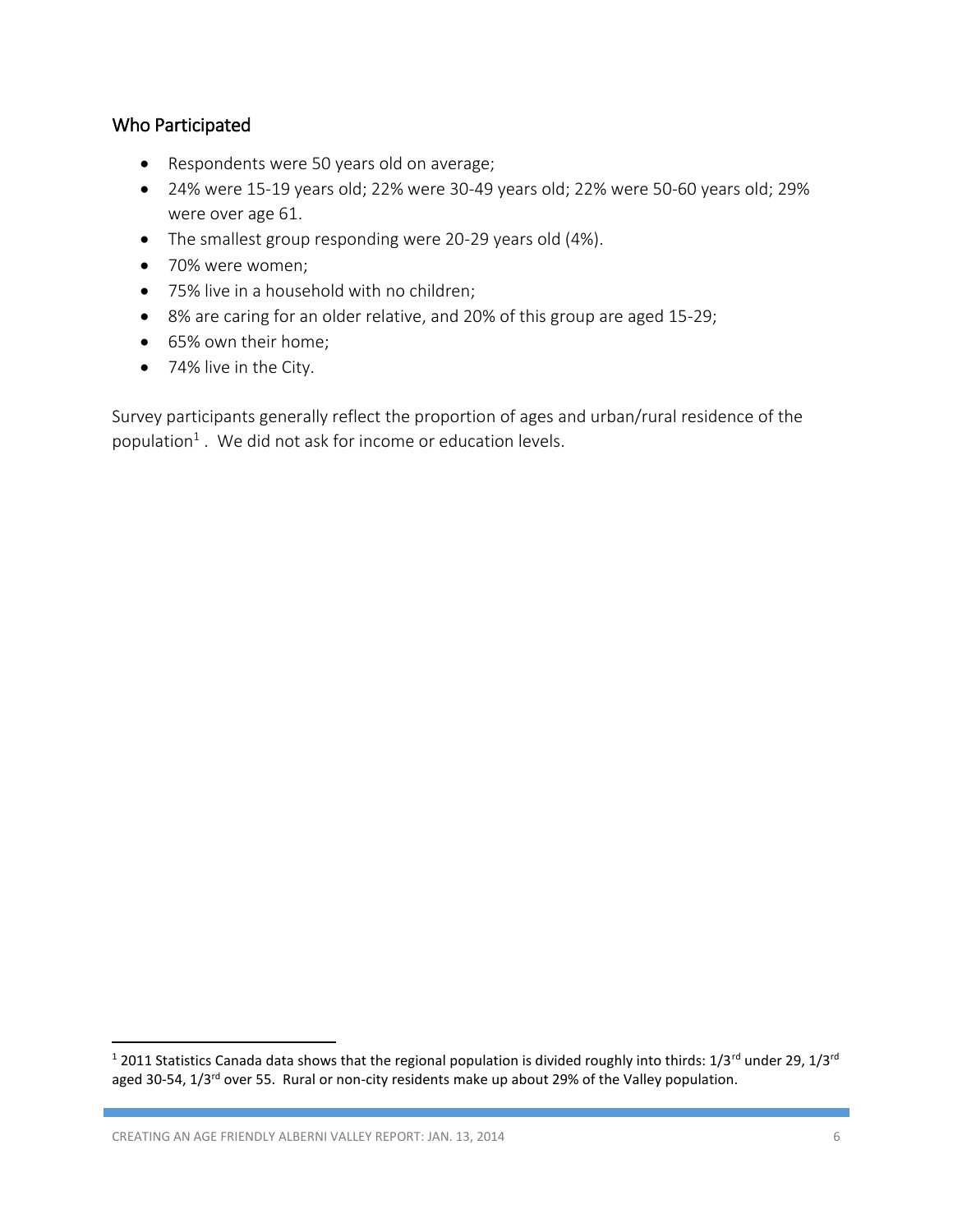## Who Participated

- Respondents were 50 years old on average;
- 24% were 15-19 years old; 22% were 30-49 years old; 22% were 50-60 years old; 29% were over age 61.
- The smallest group responding were 20-29 years old (4%).
- 70% were women;
- 75% live in a household with no children;
- 8% are caring for an older relative, and 20% of this group are aged 15-29;
- 65% own their home;
- 74% live in the City.

Survey participants generally reflect the proportion of ages and urban/rural residence of the population[1] . We did not ask for income or education levels.

[1] 2011 Statistics Canada data shows that the regional population is divided roughly into thirds: 1/3rd under 29, 1/3rd aged 30-54, 1/3rd over 55. Rural or non-city residents make up about 29% of the Valley population.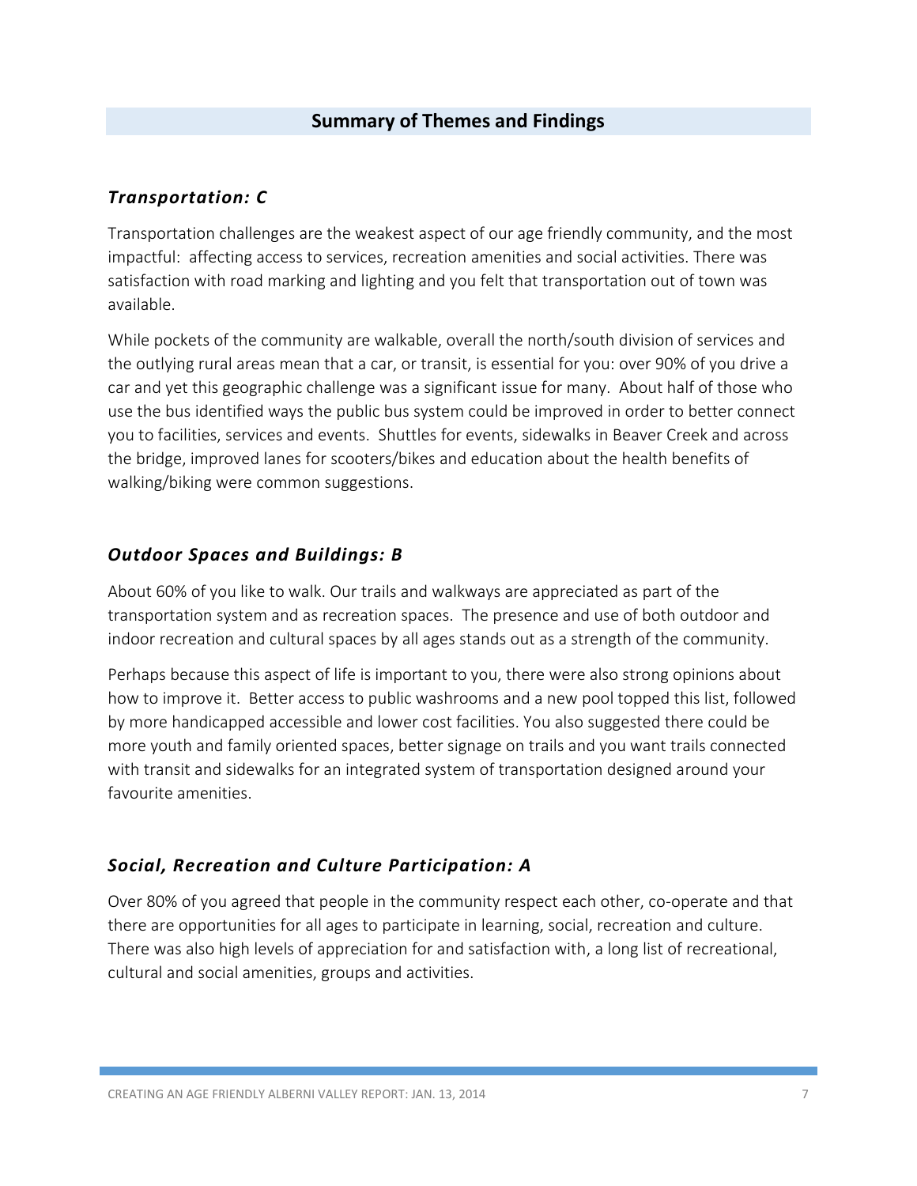## Summary of Themes and Findings

### *Transportation: C*

Transportation challenges are the weakest aspect of our age friendly community, and the most impactful: affecting access to services, recreation amenities and social activities. There was satisfaction with road marking and lighting and you felt that transportation out of town was available.

While pockets of the community are walkable, overall the north/south division of services and the outlying rural areas mean that a car, or transit, is essential for you: over 90% of you drive a car and yet this geographic challenge was a significant issue for many. About half of those who use the bus identified ways the public bus system could be improved in order to better connect you to facilities, services and events. Shuttles for events, sidewalks in Beaver Creek and across the bridge, improved lanes for scooters/bikes and education about the health benefits of walking/biking were common suggestions.

### *Outdoor Spaces and Buildings: B*

About 60% of you like to walk. Our trails and walkways are appreciated as part of the transportation system and as recreation spaces. The presence and use of both outdoor and indoor recreation and cultural spaces by all ages stands out as a strength of the community.

Perhaps because this aspect of life is important to you, there were also strong opinions about how to improve it. Better access to public washrooms and a new pool topped this list, followed by more handicapped accessible and lower cost facilities. You also suggested there could be more youth and family oriented spaces, better signage on trails and you want trails connected with transit and sidewalks for an integrated system of transportation designed around your favourite amenities.

### *Social, Recreation and Culture Participation: A*

Over 80% of you agreed that people in the community respect each other, co-operate and that there are opportunities for all ages to participate in learning, social, recreation and culture. There was also high levels of appreciation for and satisfaction with, a long list of recreational, cultural and social amenities, groups and activities.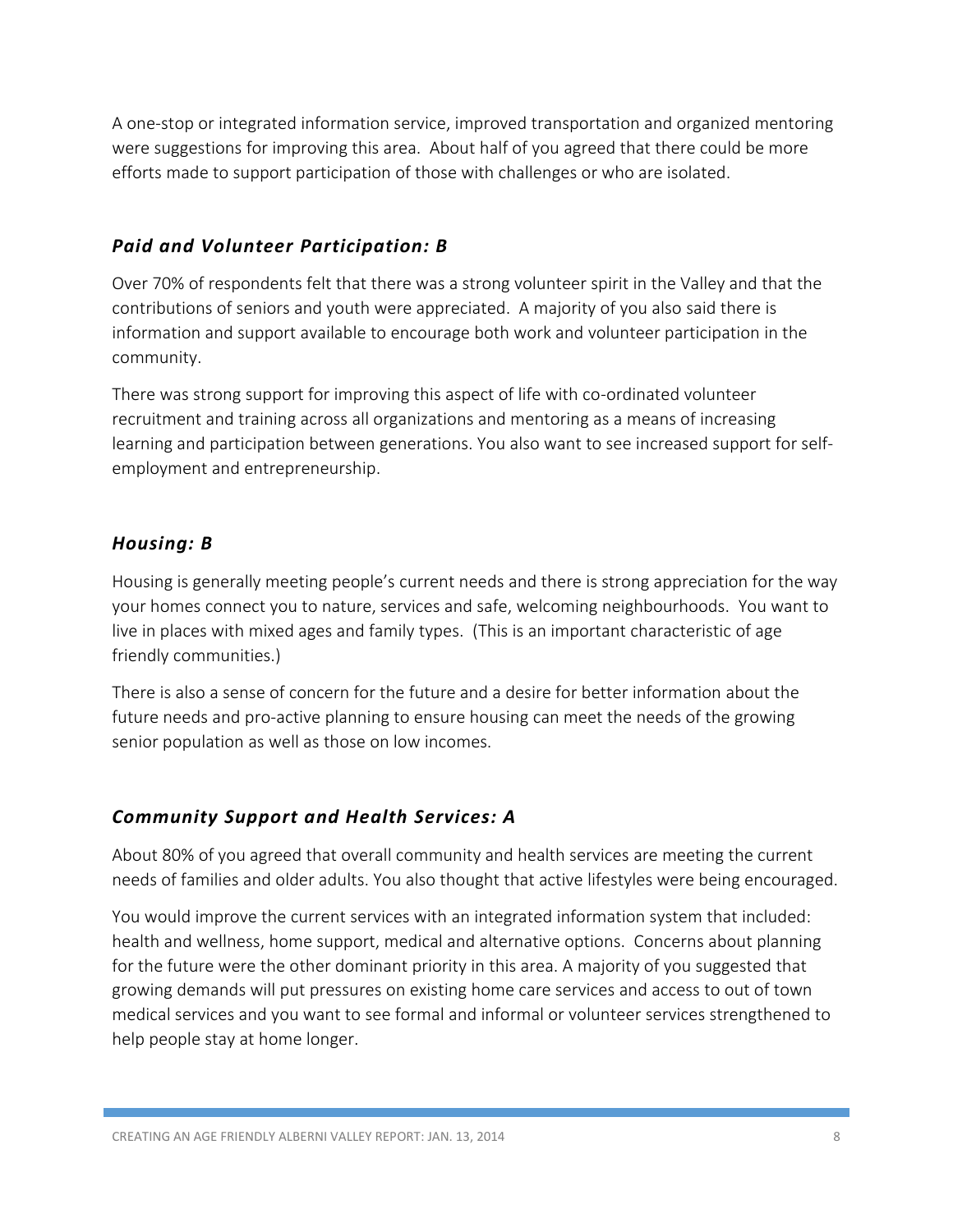A one-stop or integrated information service, improved transportation and organized mentoring were suggestions for improving this area. About half of you agreed that there could be more efforts made to support participation of those with challenges or who are isolated.

### *Paid and Volunteer Participation: B*

Over 70% of respondents felt that there was a strong volunteer spirit in the Valley and that the contributions of seniors and youth were appreciated. A majority of you also said there is information and support available to encourage both work and volunteer participation in the community.

There was strong support for improving this aspect of life with co-ordinated volunteer recruitment and training across all organizations and mentoring as a means of increasing learning and participation between generations. You also want to see increased support for self-employment and entrepreneurship.

### *Housing: B*

Housing is generally meeting people's current needs and there is strong appreciation for the way your homes connect you to nature, services and safe, welcoming neighbourhoods. You want to live in places with mixed ages and family types. (This is an important characteristic of age friendly communities.)

There is also a sense of concern for the future and a desire for better information about the future needs and pro-active planning to ensure housing can meet the needs of the growing senior population as well as those on low incomes.

### *Community Support and Health Services: A*

About 80% of you agreed that overall community and health services are meeting the current needs of families and older adults. You also thought that active lifestyles were being encouraged.

You would improve the current services with an integrated information system that included: health and wellness, home support, medical and alternative options. Concerns about planning for the future were the other dominant priority in this area. A majority of you suggested that growing demands will put pressures on existing home care services and access to out of town medical services and you want to see formal and informal or volunteer services strengthened to help people stay at home longer.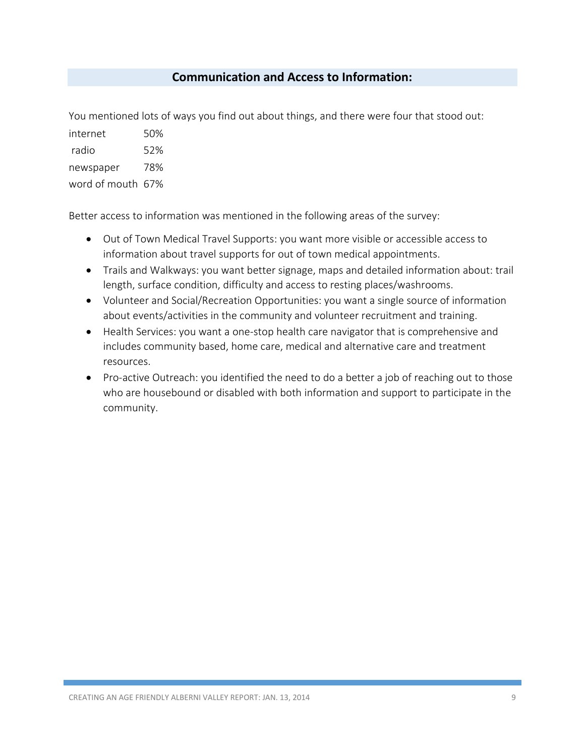## Communication and Access to Information:

You mentioned lots of ways you find out about things, and there were four that stood out:

internet 50%
radio 52%
newspaper 78%
word of mouth 67%

Better access to information was mentioned in the following areas of the survey:

- Out of Town Medical Travel Supports: you want more visible or accessible access to information about travel supports for out of town medical appointments.
- Trails and Walkways: you want better signage, maps and detailed information about: trail length, surface condition, difficulty and access to resting places/washrooms.
- Volunteer and Social/Recreation Opportunities: you want a single source of information about events/activities in the community and volunteer recruitment and training.
- Health Services: you want a one-stop health care navigator that is comprehensive and includes community based, home care, medical and alternative care and treatment resources.
- Pro-active Outreach: you identified the need to do a better a job of reaching out to those who are housebound or disabled with both information and support to participate in the community.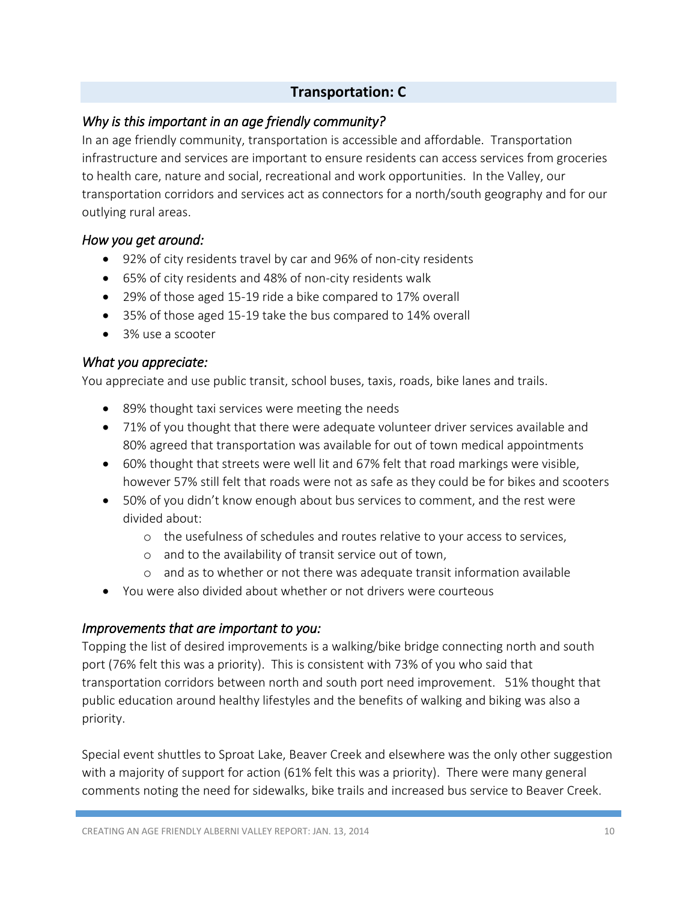## Transportation: C

### *Why is this important in an age friendly community?*

In an age friendly community, transportation is accessible and affordable. Transportation infrastructure and services are important to ensure residents can access services from groceries to health care, nature and social, recreational and work opportunities. In the Valley, our transportation corridors and services act as connectors for a north/south geography and for our outlying rural areas.

### *How you get around:*

- 92% of city residents travel by car and 96% of non-city residents
- 65% of city residents and 48% of non-city residents walk
- 29% of those aged 15-19 ride a bike compared to 17% overall
- 35% of those aged 15-19 take the bus compared to 14% overall
- 3% use a scooter

### *What you appreciate:*

You appreciate and use public transit, school buses, taxis, roads, bike lanes and trails.

- 89% thought taxi services were meeting the needs
- 71% of you thought that there were adequate volunteer driver services available and 80% agreed that transportation was available for out of town medical appointments
- 60% thought that streets were well lit and 67% felt that road markings were visible, however 57% still felt that roads were not as safe as they could be for bikes and scooters
- 50% of you didn't know enough about bus services to comment, and the rest were divided about:
  - the usefulness of schedules and routes relative to your access to services,
  - and to the availability of transit service out of town,
  - and as to whether or not there was adequate transit information available
- You were also divided about whether or not drivers were courteous

### *Improvements that are important to you:*

Topping the list of desired improvements is a walking/bike bridge connecting north and south port (76% felt this was a priority). This is consistent with 73% of you who said that transportation corridors between north and south port need improvement. 51% thought that public education around healthy lifestyles and the benefits of walking and biking was also a priority.

Special event shuttles to Sproat Lake, Beaver Creek and elsewhere was the only other suggestion with a majority of support for action (61% felt this was a priority). There were many general comments noting the need for sidewalks, bike trails and increased bus service to Beaver Creek.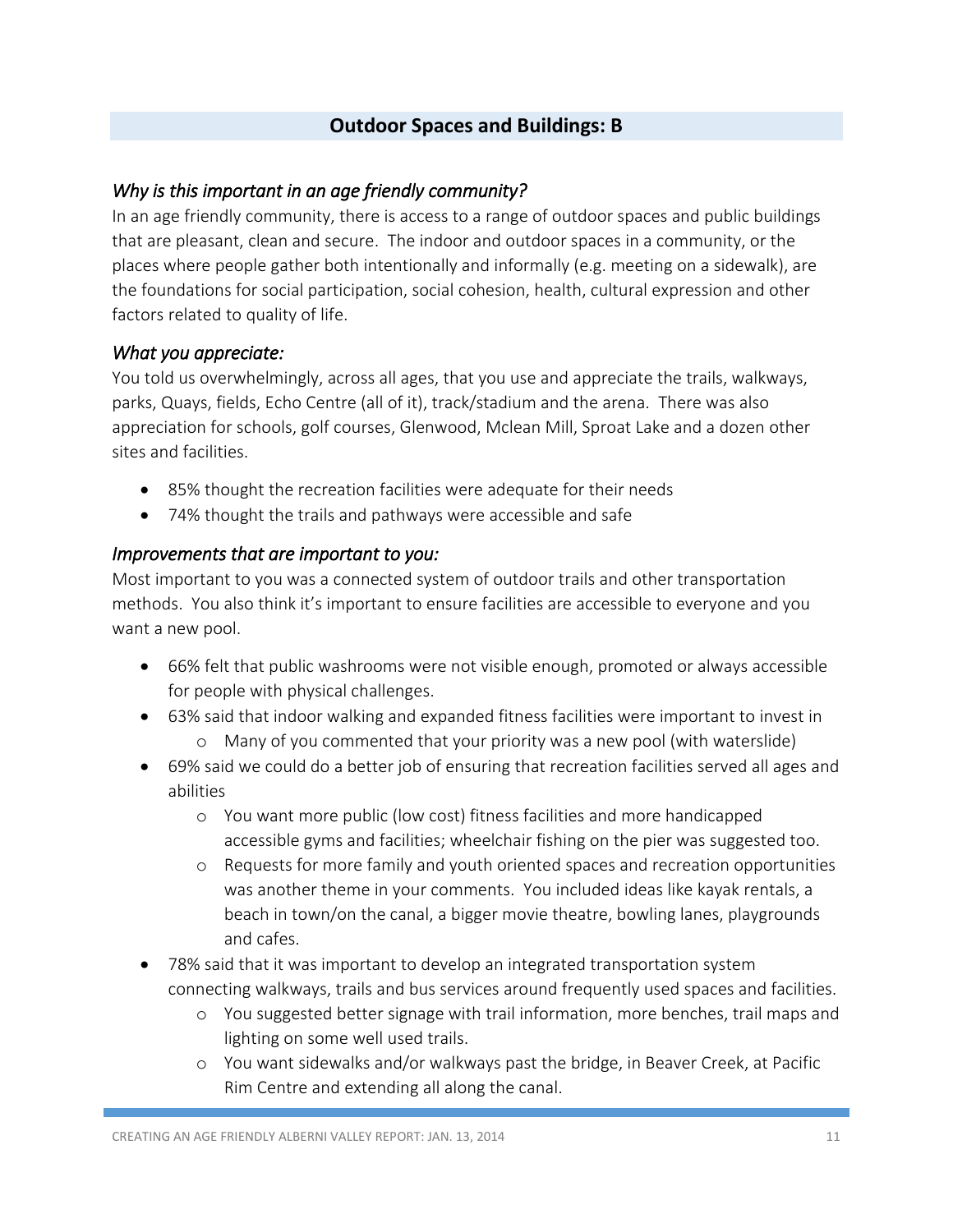## Outdoor Spaces and Buildings: B

### *Why is this important in an age friendly community?*

In an age friendly community, there is access to a range of outdoor spaces and public buildings that are pleasant, clean and secure. The indoor and outdoor spaces in a community, or the places where people gather both intentionally and informally (e.g. meeting on a sidewalk), are the foundations for social participation, social cohesion, health, cultural expression and other factors related to quality of life.

### *What you appreciate:*

You told us overwhelmingly, across all ages, that you use and appreciate the trails, walkways, parks, Quays, fields, Echo Centre (all of it), track/stadium and the arena. There was also appreciation for schools, golf courses, Glenwood, Mclean Mill, Sproat Lake and a dozen other sites and facilities.

- 85% thought the recreation facilities were adequate for their needs
- 74% thought the trails and pathways were accessible and safe

### *Improvements that are important to you:*

Most important to you was a connected system of outdoor trails and other transportation methods. You also think it's important to ensure facilities are accessible to everyone and you want a new pool.

- 66% felt that public washrooms were not visible enough, promoted or always accessible for people with physical challenges.
- 63% said that indoor walking and expanded fitness facilities were important to invest in
  - Many of you commented that your priority was a new pool (with waterslide)
- 69% said we could do a better job of ensuring that recreation facilities served all ages and abilities
  - You want more public (low cost) fitness facilities and more handicapped accessible gyms and facilities; wheelchair fishing on the pier was suggested too.
  - Requests for more family and youth oriented spaces and recreation opportunities was another theme in your comments. You included ideas like kayak rentals, a beach in town/on the canal, a bigger movie theatre, bowling lanes, playgrounds and cafes.
- 78% said that it was important to develop an integrated transportation system connecting walkways, trails and bus services around frequently used spaces and facilities.
  - You suggested better signage with trail information, more benches, trail maps and lighting on some well used trails.
  - You want sidewalks and/or walkways past the bridge, in Beaver Creek, at Pacific Rim Centre and extending all along the canal.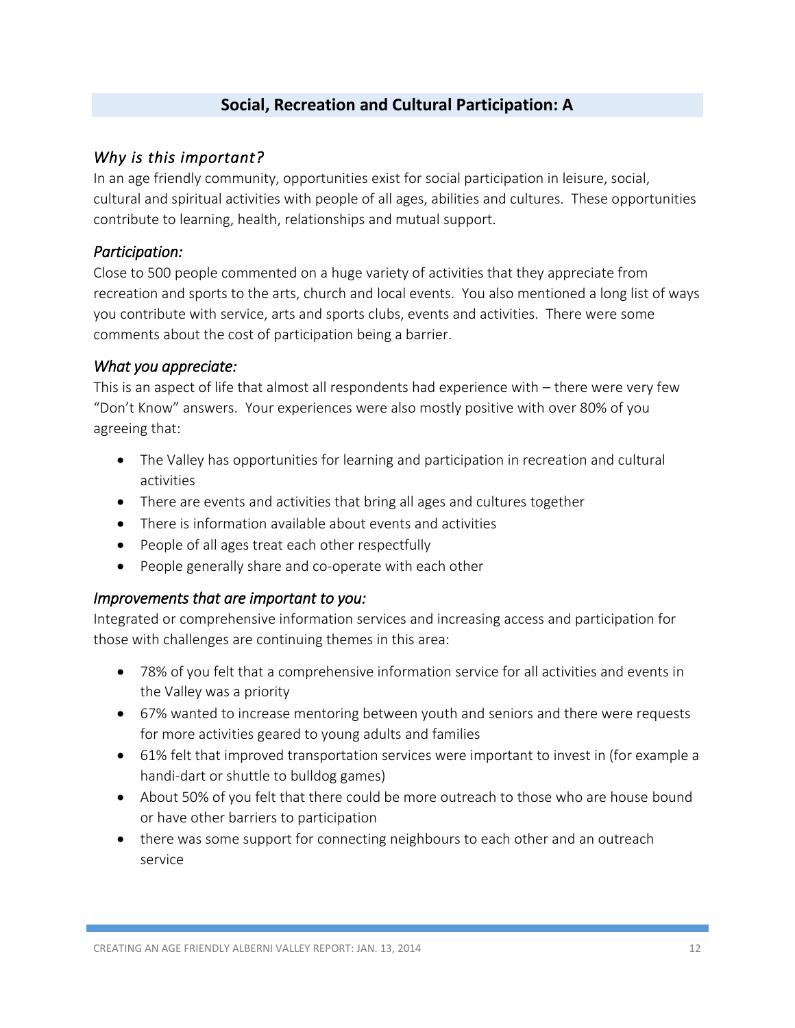## Social, Recreation and Cultural Participation: A

### *Why is this important?*

In an age friendly community, opportunities exist for social participation in leisure, social, cultural and spiritual activities with people of all ages, abilities and cultures. These opportunities contribute to learning, health, relationships and mutual support.

### *Participation:*

Close to 500 people commented on a huge variety of activities that they appreciate from recreation and sports to the arts, church and local events. You also mentioned a long list of ways you contribute with service, arts and sports clubs, events and activities. There were some comments about the cost of participation being a barrier.

### *What you appreciate:*

This is an aspect of life that almost all respondents had experience with – there were very few "Don't Know" answers. Your experiences were also mostly positive with over 80% of you agreeing that:

- The Valley has opportunities for learning and participation in recreation and cultural activities
- There are events and activities that bring all ages and cultures together
- There is information available about events and activities
- People of all ages treat each other respectfully
- People generally share and co-operate with each other

### *Improvements that are important to you:*

Integrated or comprehensive information services and increasing access and participation for those with challenges are continuing themes in this area:

- 78% of you felt that a comprehensive information service for all activities and events in the Valley was a priority
- 67% wanted to increase mentoring between youth and seniors and there were requests for more activities geared to young adults and families
- 61% felt that improved transportation services were important to invest in (for example a handi-dart or shuttle to bulldog games)
- About 50% of you felt that there could be more outreach to those who are house bound or have other barriers to participation
- there was some support for connecting neighbours to each other and an outreach service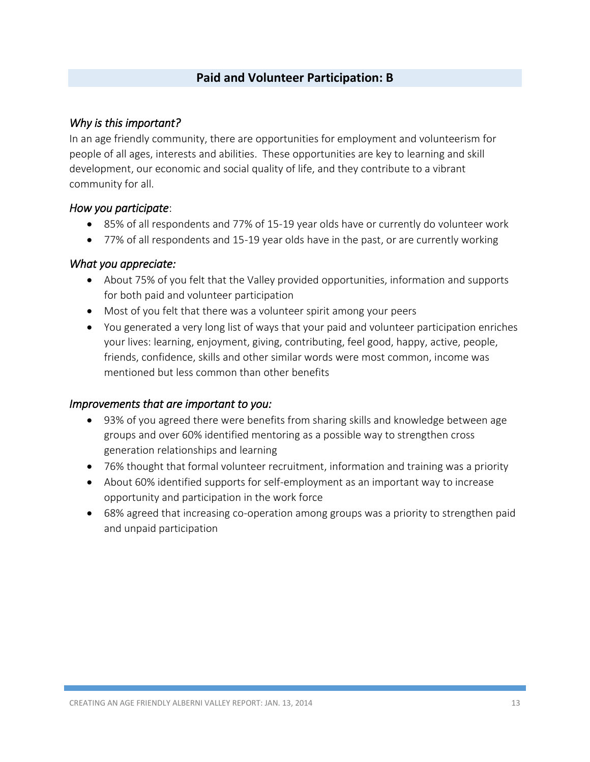## Paid and Volunteer Participation: B

### *Why is this important?*

In an age friendly community, there are opportunities for employment and volunteerism for people of all ages, interests and abilities. These opportunities are key to learning and skill development, our economic and social quality of life, and they contribute to a vibrant community for all.

### *How you participate*:

- 85% of all respondents and 77% of 15-19 year olds have or currently do volunteer work
- 77% of all respondents and 15-19 year olds have in the past, or are currently working

### *What you appreciate:*

- About 75% of you felt that the Valley provided opportunities, information and supports for both paid and volunteer participation
- Most of you felt that there was a volunteer spirit among your peers
- You generated a very long list of ways that your paid and volunteer participation enriches your lives: learning, enjoyment, giving, contributing, feel good, happy, active, people, friends, confidence, skills and other similar words were most common, income was mentioned but less common than other benefits

### *Improvements that are important to you:*

- 93% of you agreed there were benefits from sharing skills and knowledge between age groups and over 60% identified mentoring as a possible way to strengthen cross generation relationships and learning
- 76% thought that formal volunteer recruitment, information and training was a priority
- About 60% identified supports for self-employment as an important way to increase opportunity and participation in the work force
- 68% agreed that increasing co-operation among groups was a priority to strengthen paid and unpaid participation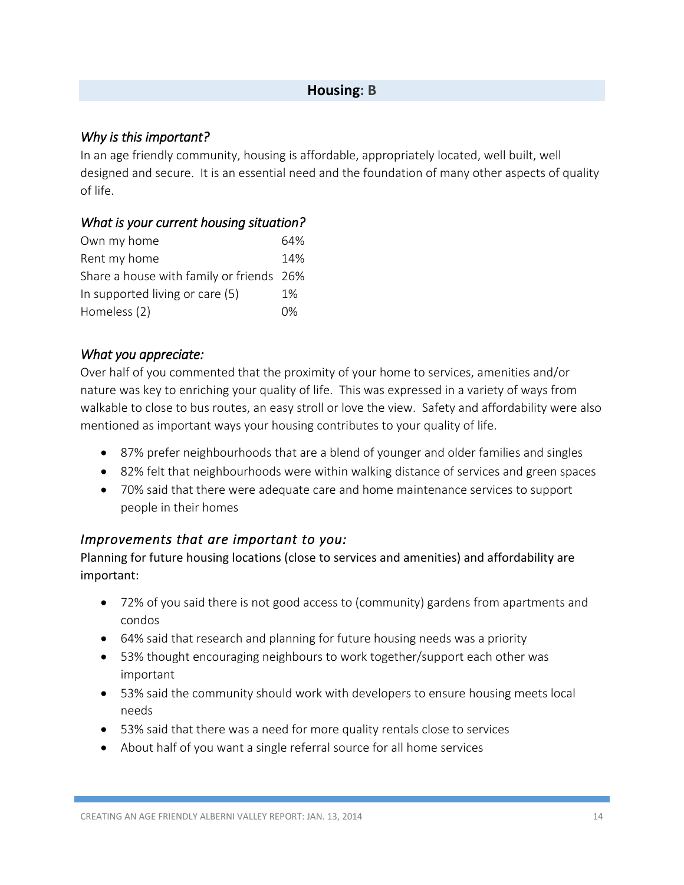## Housing: B

*Why is this important?*

In an age friendly community, housing is affordable, appropriately located, well built, well designed and secure. It is an essential need and the foundation of many other aspects of quality of life.

*What is your current housing situation?*

| | |
|---|---|
| Own my home | 64% |
| Rent my home | 14% |
| Share a house with family or friends | 26% |
| In supported living or care (5) | 1% |
| Homeless (2) | 0% |

*What you appreciate:*

Over half of you commented that the proximity of your home to services, amenities and/or nature was key to enriching your quality of life. This was expressed in a variety of ways from walkable to close to bus routes, an easy stroll or love the view. Safety and affordability were also mentioned as important ways your housing contributes to your quality of life.

- 87% prefer neighbourhoods that are a blend of younger and older families and singles
- 82% felt that neighbourhoods were within walking distance of services and green spaces
- 70% said that there were adequate care and home maintenance services to support people in their homes

*Improvements that are important to you:*

Planning for future housing locations (close to services and amenities) and affordability are important:

- 72% of you said there is not good access to (community) gardens from apartments and condos
- 64% said that research and planning for future housing needs was a priority
- 53% thought encouraging neighbours to work together/support each other was important
- 53% said the community should work with developers to ensure housing meets local needs
- 53% said that there was a need for more quality rentals close to services
- About half of you want a single referral source for all home services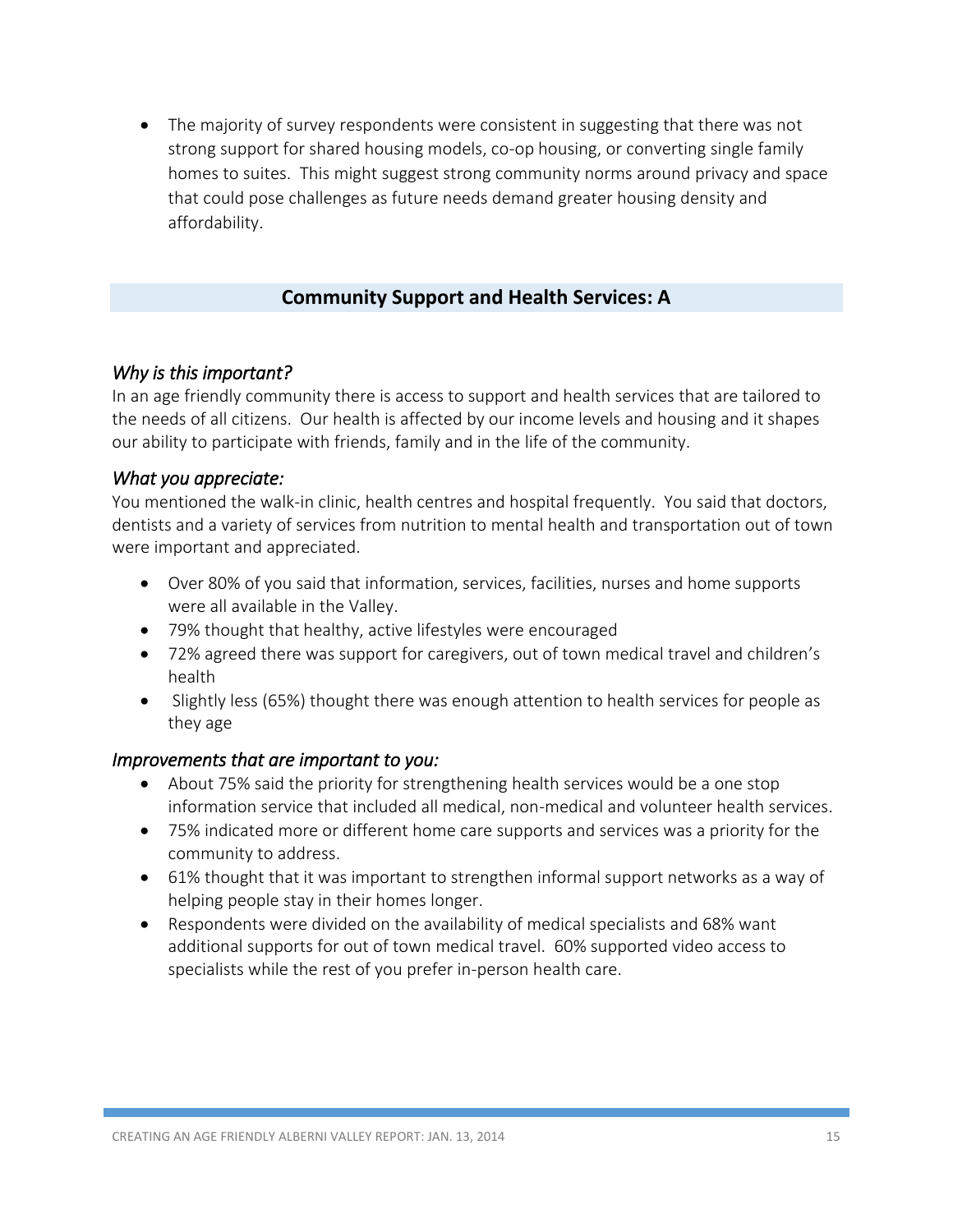- The majority of survey respondents were consistent in suggesting that there was not strong support for shared housing models, co-op housing, or converting single family homes to suites. This might suggest strong community norms around privacy and space that could pose challenges as future needs demand greater housing density and affordability.

## Community Support and Health Services: A

### *Why is this important?*

In an age friendly community there is access to support and health services that are tailored to the needs of all citizens. Our health is affected by our income levels and housing and it shapes our ability to participate with friends, family and in the life of the community.

### *What you appreciate:*

You mentioned the walk-in clinic, health centres and hospital frequently. You said that doctors, dentists and a variety of services from nutrition to mental health and transportation out of town were important and appreciated.

- Over 80% of you said that information, services, facilities, nurses and home supports were all available in the Valley.
- 79% thought that healthy, active lifestyles were encouraged
- 72% agreed there was support for caregivers, out of town medical travel and children's health
- Slightly less (65%) thought there was enough attention to health services for people as they age

### *Improvements that are important to you:*

- About 75% said the priority for strengthening health services would be a one stop information service that included all medical, non-medical and volunteer health services.
- 75% indicated more or different home care supports and services was a priority for the community to address.
- 61% thought that it was important to strengthen informal support networks as a way of helping people stay in their homes longer.
- Respondents were divided on the availability of medical specialists and 68% want additional supports for out of town medical travel. 60% supported video access to specialists while the rest of you prefer in-person health care.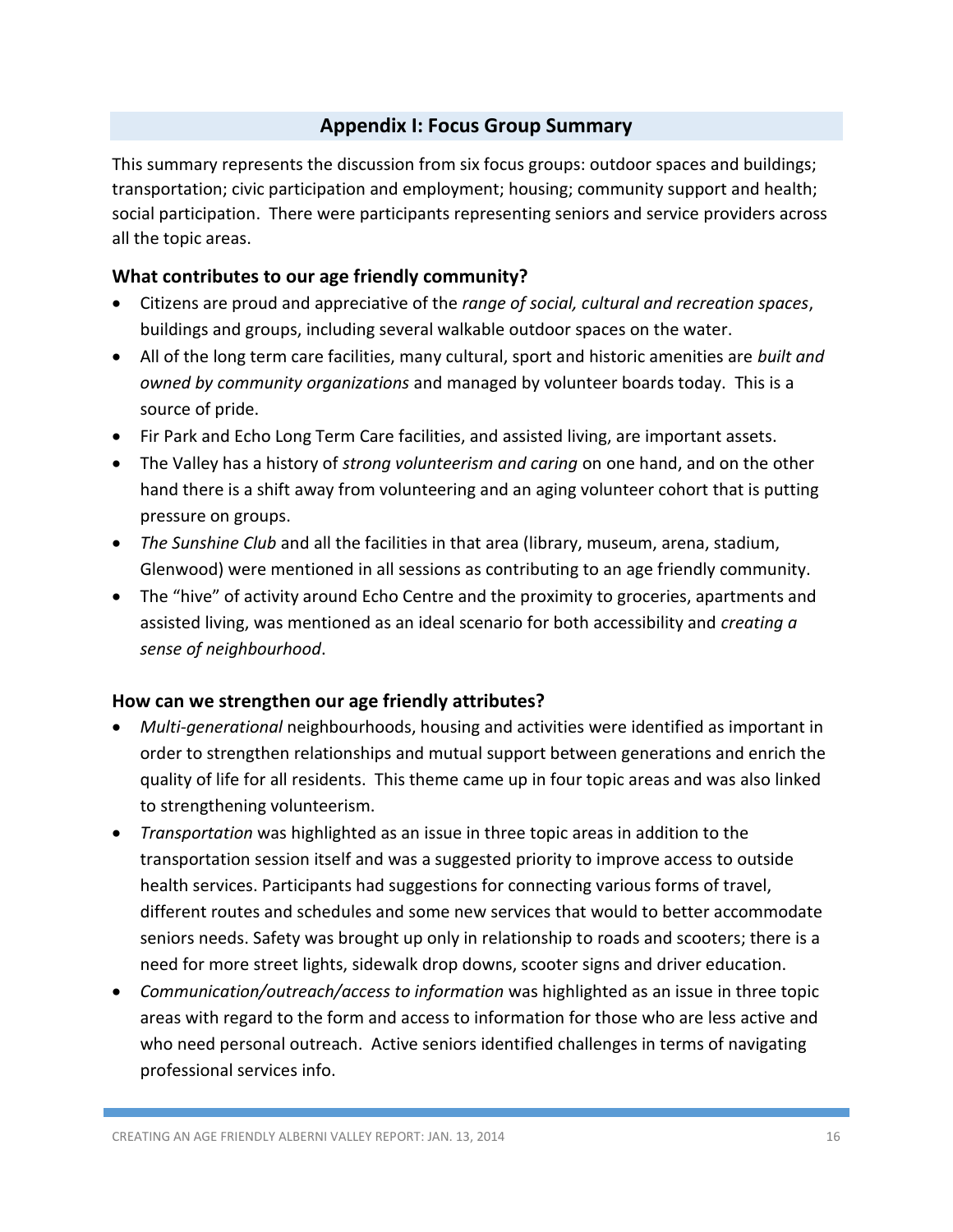## Appendix I: Focus Group Summary

This summary represents the discussion from six focus groups: outdoor spaces and buildings; transportation; civic participation and employment; housing; community support and health; social participation. There were participants representing seniors and service providers across all the topic areas.

### What contributes to our age friendly community?

- Citizens are proud and appreciative of the *range of social, cultural and recreation spaces*, buildings and groups, including several walkable outdoor spaces on the water.
- All of the long term care facilities, many cultural, sport and historic amenities are *built and owned by community organizations* and managed by volunteer boards today. This is a source of pride.
- Fir Park and Echo Long Term Care facilities, and assisted living, are important assets.
- The Valley has a history of *strong volunteerism and caring* on one hand, and on the other hand there is a shift away from volunteering and an aging volunteer cohort that is putting pressure on groups.
- *The Sunshine Club* and all the facilities in that area (library, museum, arena, stadium, Glenwood) were mentioned in all sessions as contributing to an age friendly community.
- The "hive" of activity around Echo Centre and the proximity to groceries, apartments and assisted living, was mentioned as an ideal scenario for both accessibility and *creating a sense of neighbourhood*.

### How can we strengthen our age friendly attributes?

- *Multi-generational* neighbourhoods, housing and activities were identified as important in order to strengthen relationships and mutual support between generations and enrich the quality of life for all residents. This theme came up in four topic areas and was also linked to strengthening volunteerism.
- *Transportation* was highlighted as an issue in three topic areas in addition to the transportation session itself and was a suggested priority to improve access to outside health services. Participants had suggestions for connecting various forms of travel, different routes and schedules and some new services that would to better accommodate seniors needs. Safety was brought up only in relationship to roads and scooters; there is a need for more street lights, sidewalk drop downs, scooter signs and driver education.
- *Communication/outreach/access to information* was highlighted as an issue in three topic areas with regard to the form and access to information for those who are less active and who need personal outreach. Active seniors identified challenges in terms of navigating professional services info.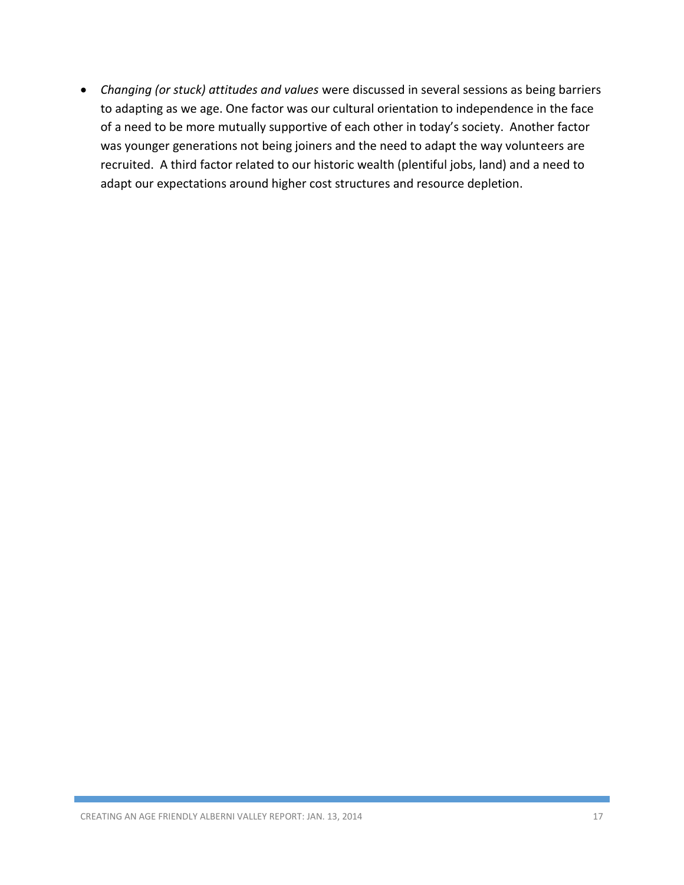- *Changing (or stuck) attitudes and values* were discussed in several sessions as being barriers to adapting as we age. One factor was our cultural orientation to independence in the face of a need to be more mutually supportive of each other in today's society. Another factor was younger generations not being joiners and the need to adapt the way volunteers are recruited. A third factor related to our historic wealth (plentiful jobs, land) and a need to adapt our expectations around higher cost structures and resource depletion.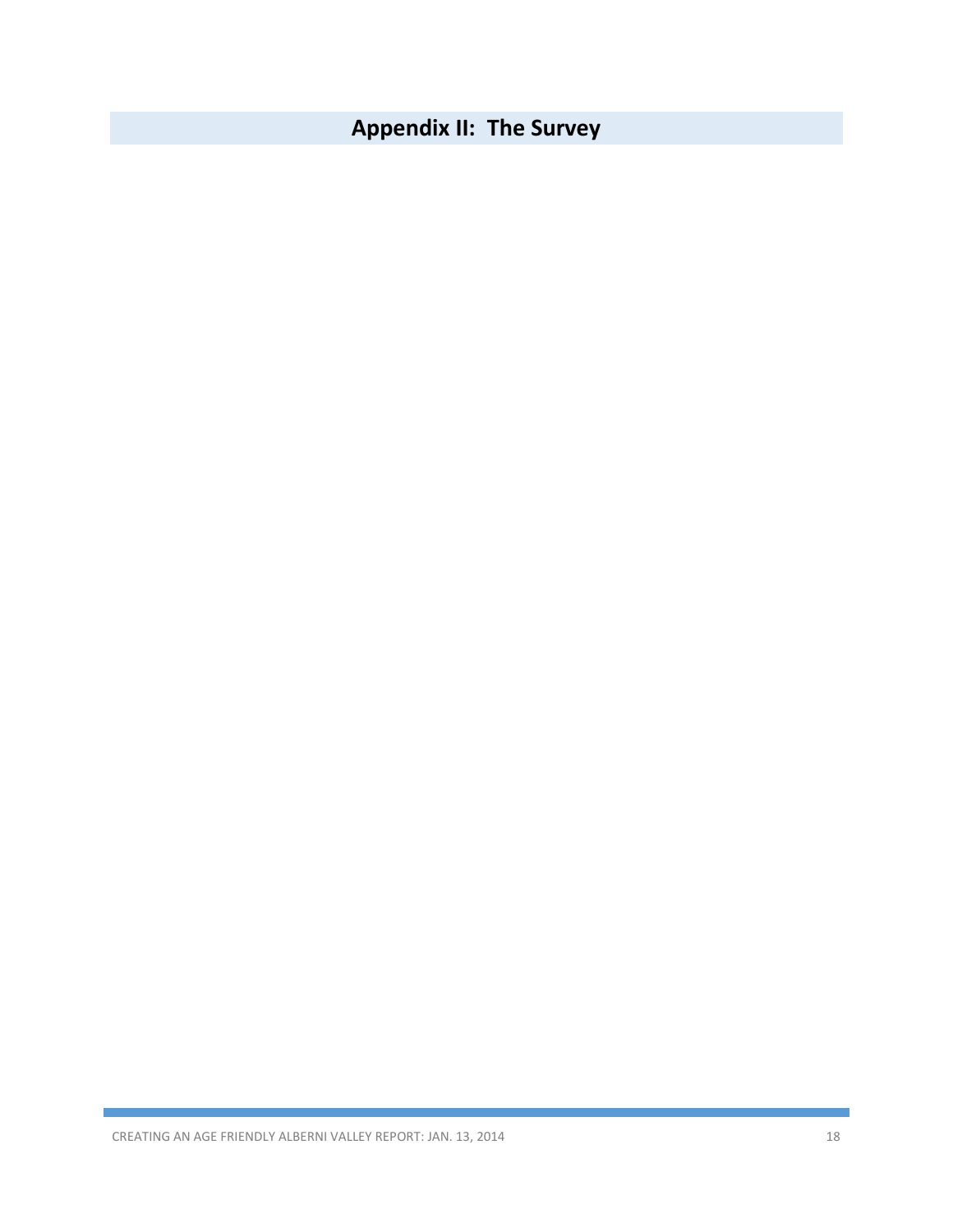# Appendix II: The Survey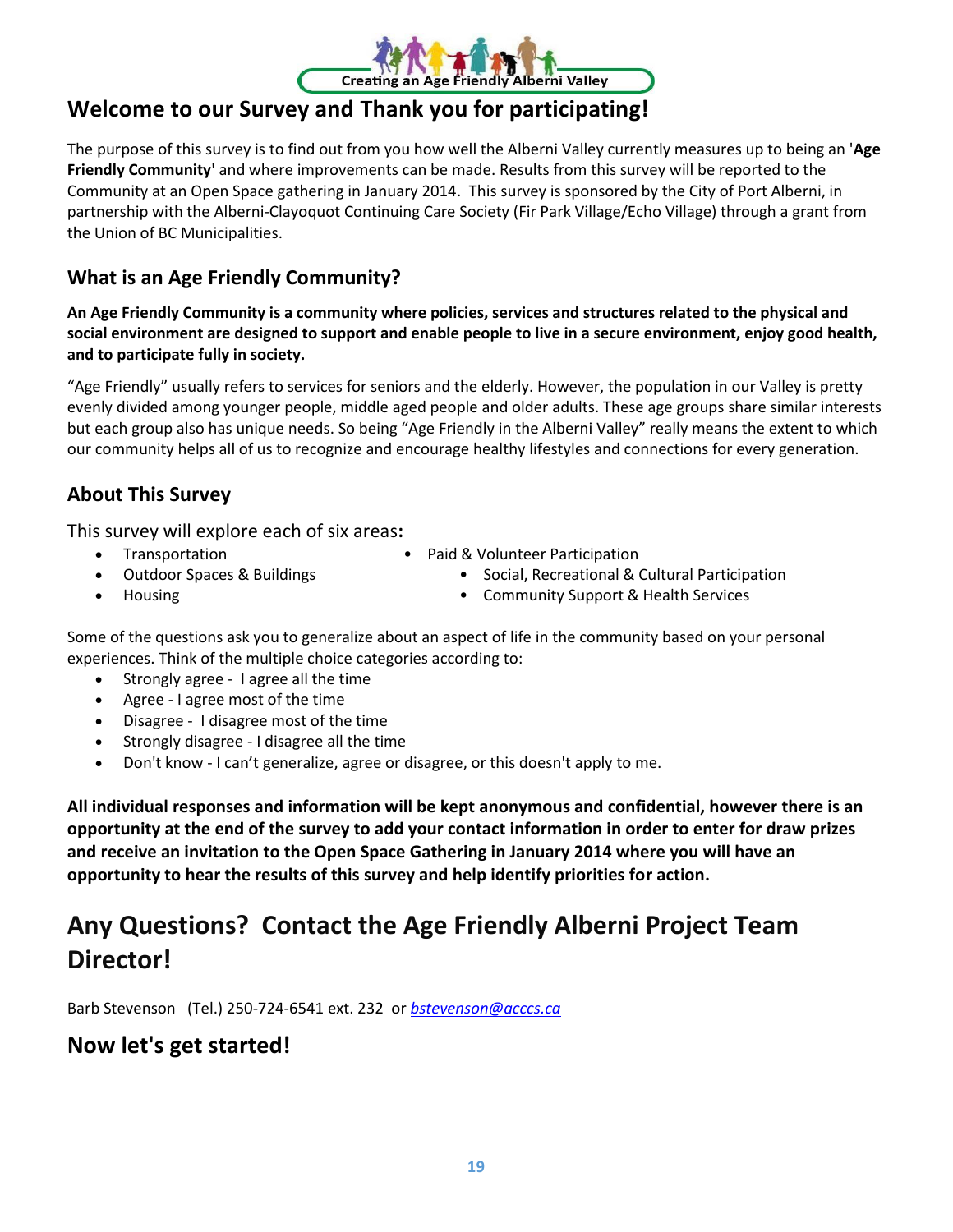Creating an Age Friendly Alberni Valley

## Welcome to our Survey and Thank you for participating!

The purpose of this survey is to find out from you how well the Alberni Valley currently measures up to being an '**Age Friendly Community**' and where improvements can be made. Results from this survey will be reported to the Community at an Open Space gathering in January 2014. This survey is sponsored by the City of Port Alberni, in partnership with the Alberni-Clayoquot Continuing Care Society (Fir Park Village/Echo Village) through a grant from the Union of BC Municipalities.

### What is an Age Friendly Community?

**An Age Friendly Community is a community where policies, services and structures related to the physical and social environment are designed to support and enable people to live in a secure environment, enjoy good health, and to participate fully in society.**

"Age Friendly" usually refers to services for seniors and the elderly. However, the population in our Valley is pretty evenly divided among younger people, middle aged people and older adults. These age groups share similar interests but each group also has unique needs. So being "Age Friendly in the Alberni Valley" really means the extent to which our community helps all of us to recognize and encourage healthy lifestyles and connections for every generation.

### About This Survey

This survey will explore each of six areas**:**

- Transportation
- Outdoor Spaces & Buildings
- Housing
- Paid & Volunteer Participation
- Social, Recreational & Cultural Participation
- Community Support & Health Services

Some of the questions ask you to generalize about an aspect of life in the community based on your personal experiences. Think of the multiple choice categories according to:

- Strongly agree - I agree all the time
- Agree - I agree most of the time
- Disagree - I disagree most of the time
- Strongly disagree - I disagree all the time
- Don't know - I can't generalize, agree or disagree, or this doesn't apply to me.

**All individual responses and information will be kept anonymous and confidential, however there is an opportunity at the end of the survey to add your contact information in order to enter for draw prizes and receive an invitation to the Open Space Gathering in January 2014 where you will have an opportunity to hear the results of this survey and help identify priorities for action.**

## Any Questions? Contact the Age Friendly Alberni Project Team Director!

Barb Stevenson (Tel.) 250-724-6541 ext. 232 or *bstevenson@acccs.ca*

### Now let's get started!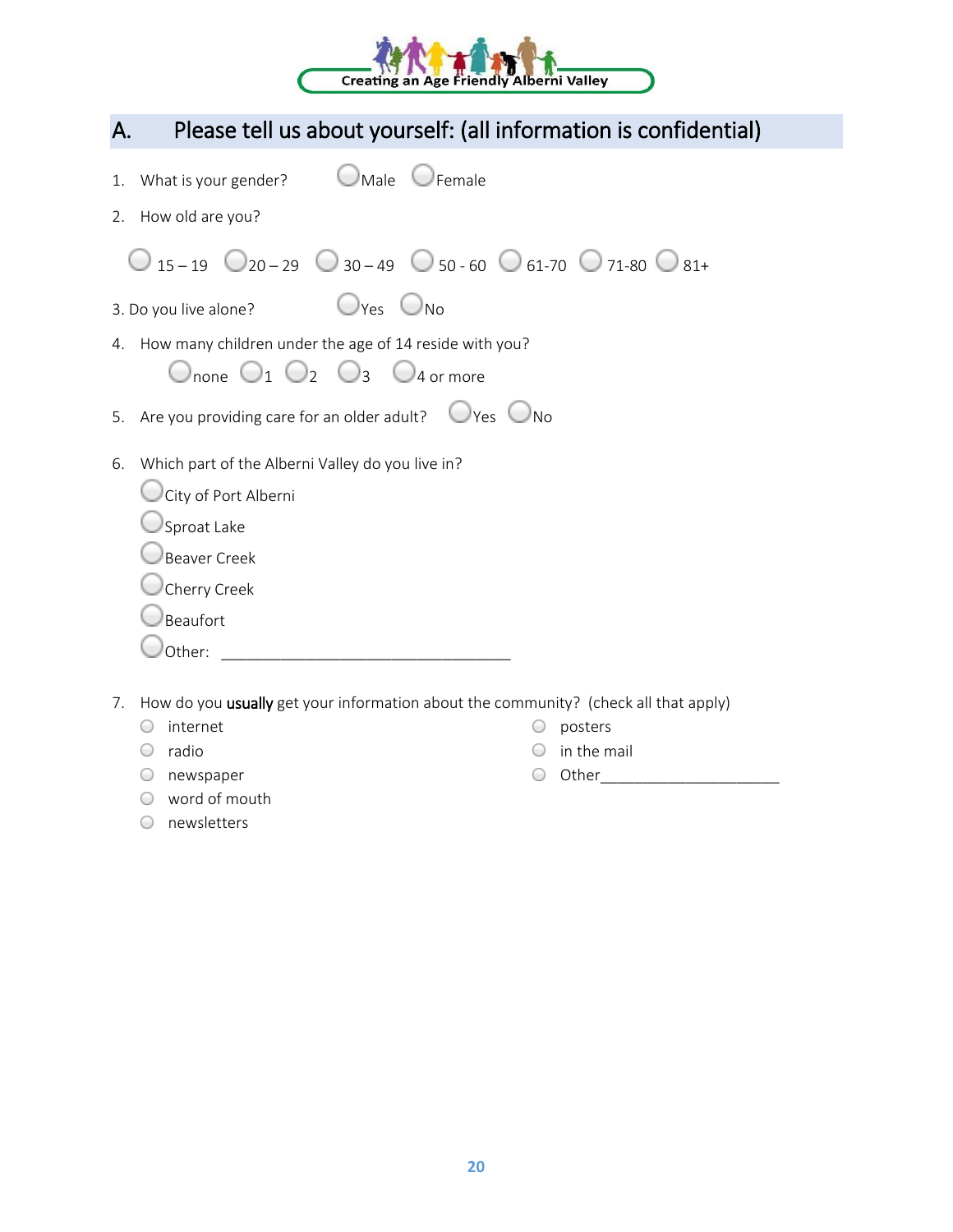Creating an Age Friendly Alberni Valley

## A. Please tell us about yourself: (all information is confidential)

1. What is your gender? ◯ Male ◯ Female

2. How old are you?

   ◯ 15 – 19 ◯ 20 – 29 ◯ 30 – 49 ◯ 50 - 60 ◯ 61-70 ◯ 71-80 ◯ 81+

3. Do you live alone? ◯ Yes ◯ No

4. How many children under the age of 14 reside with you?

   ◯ none ◯ 1 ◯ 2 ◯ 3 ◯ 4 or more

5. Are you providing care for an older adult? ◯ Yes ◯ No

6. Which part of the Alberni Valley do you live in?
   - ◯ City of Port Alberni
   - ◯ Sproat Lake
   - ◯ Beaver Creek
   - ◯ Cherry Creek
   - ◯ Beaufort
   - ◯ Other: ___________________________________

7. How do you **usually** get your information about the community? (check all that apply)
   - ◯ internet
   - ◯ radio
   - ◯ newspaper
   - ◯ word of mouth
   - ◯ newsletters
   - ◯ posters
   - ◯ in the mail
   - ◯ Other_____________________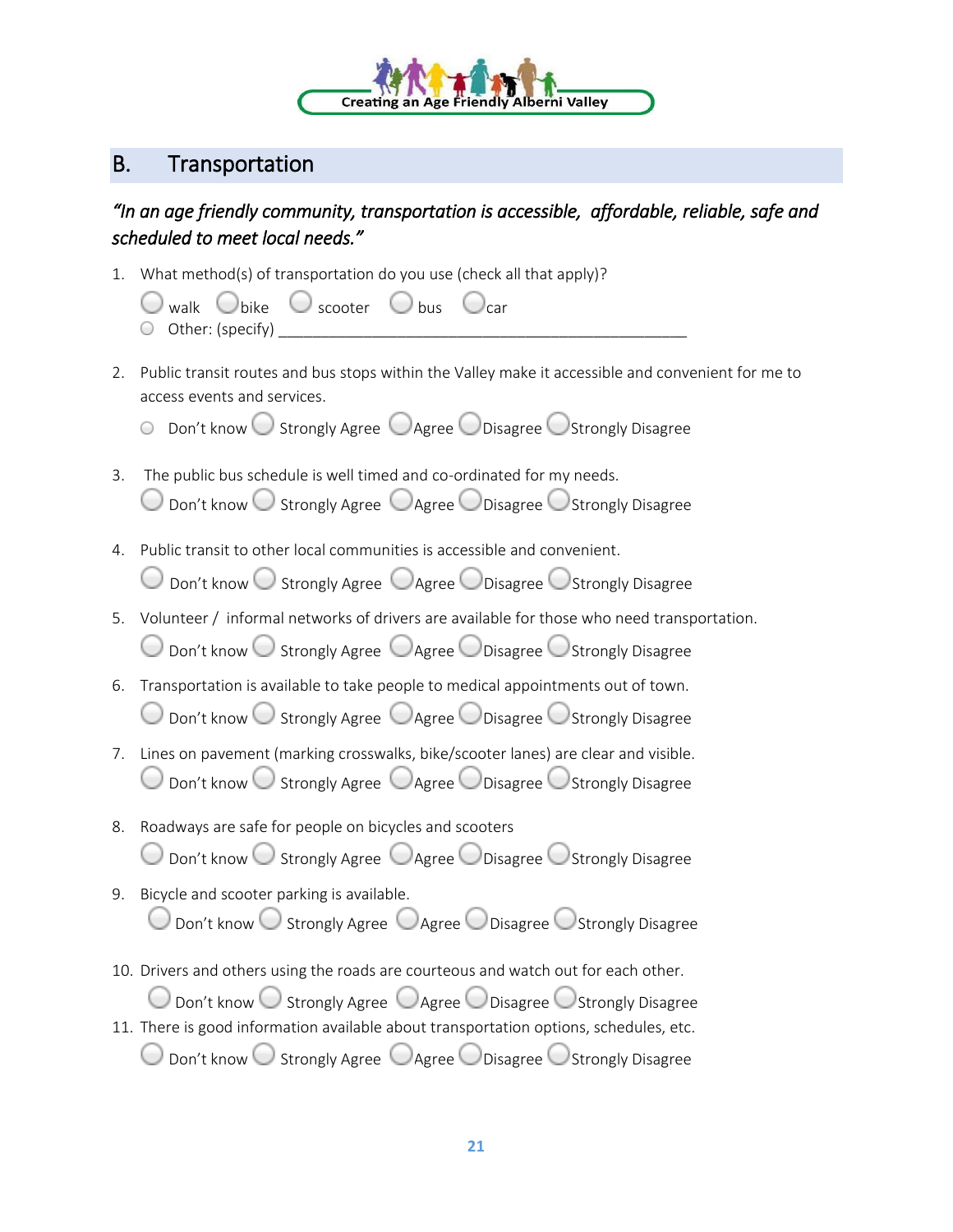## B. Transportation

*"In an age friendly community, transportation is accessible, affordable, reliable, safe and scheduled to meet local needs."*

1. What method(s) of transportation do you use (check all that apply)?

   ◯ walk ◯ bike ◯ scooter ◯ bus ◯ car
   ◯ Other: (specify) ___________________________________________________

2. Public transit routes and bus stops within the Valley make it accessible and convenient for me to access events and services.

   ◯ Don't know ◯ Strongly Agree ◯ Agree ◯ Disagree ◯ Strongly Disagree

3. The public bus schedule is well timed and co-ordinated for my needs.

   ◯ Don't know ◯ Strongly Agree ◯ Agree ◯ Disagree ◯ Strongly Disagree

4. Public transit to other local communities is accessible and convenient.

   ◯ Don't know ◯ Strongly Agree ◯ Agree ◯ Disagree ◯ Strongly Disagree

5. Volunteer / informal networks of drivers are available for those who need transportation.

   ◯ Don't know ◯ Strongly Agree ◯ Agree ◯ Disagree ◯ Strongly Disagree

6. Transportation is available to take people to medical appointments out of town.

   ◯ Don't know ◯ Strongly Agree ◯ Agree ◯ Disagree ◯ Strongly Disagree

7. Lines on pavement (marking crosswalks, bike/scooter lanes) are clear and visible.

   ◯ Don't know ◯ Strongly Agree ◯ Agree ◯ Disagree ◯ Strongly Disagree

8. Roadways are safe for people on bicycles and scooters

   ◯ Don't know ◯ Strongly Agree ◯ Agree ◯ Disagree ◯ Strongly Disagree

9. Bicycle and scooter parking is available.

   ◯ Don't know ◯ Strongly Agree ◯ Agree ◯ Disagree ◯ Strongly Disagree

10. Drivers and others using the roads are courteous and watch out for each other.

    ◯ Don't know ◯ Strongly Agree ◯ Agree ◯ Disagree ◯ Strongly Disagree

11. There is good information available about transportation options, schedules, etc.

    ◯ Don't know ◯ Strongly Agree ◯ Agree ◯ Disagree ◯ Strongly Disagree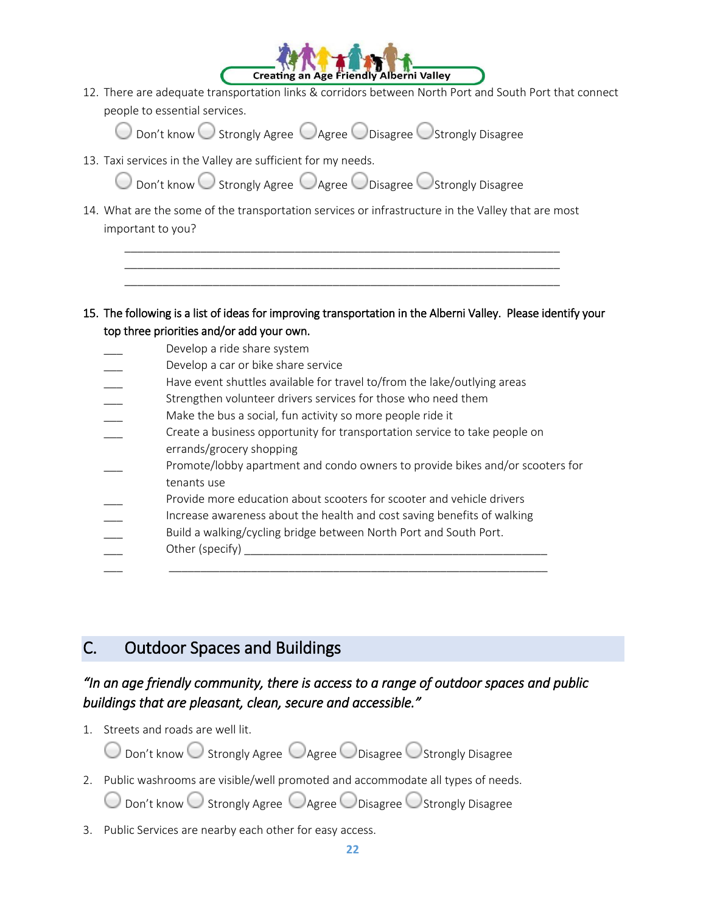12. There are adequate transportation links & corridors between North Port and South Port that connect people to essential services.

    ◯ Don't know ◯ Strongly Agree ◯ Agree ◯ Disagree ◯ Strongly Disagree

13. Taxi services in the Valley are sufficient for my needs.

    ◯ Don't know ◯ Strongly Agree ◯ Agree ◯ Disagree ◯ Strongly Disagree

14. What are the some of the transportation services or infrastructure in the Valley that are most important to you?

    ____________________________________________________________________
    ____________________________________________________________________
    ____________________________________________________________________

15. **The following is a list of ideas for improving transportation in the Alberni Valley. Please identify your top three priorities and/or add your own.**

    ___ Develop a ride share system
    ___ Develop a car or bike share service
    ___ Have event shuttles available for travel to/from the lake/outlying areas
    ___ Strengthen volunteer drivers services for those who need them
    ___ Make the bus a social, fun activity so more people ride it
    ___ Create a business opportunity for transportation service to take people on errands/grocery shopping
    ___ Promote/lobby apartment and condo owners to provide bikes and/or scooters for tenants use
    ___ Provide more education about scooters for scooter and vehicle drivers
    ___ Increase awareness about the health and cost saving benefits of walking
    ___ Build a walking/cycling bridge between North Port and South Port.
    ___ Other (specify) ________________________________________________
    ___ ____________________________________________________________

## C. Outdoor Spaces and Buildings

*"In an age friendly community, there is access to a range of outdoor spaces and public buildings that are pleasant, clean, secure and accessible."*

1. Streets and roads are well lit.

   ◯ Don't know ◯ Strongly Agree ◯ Agree ◯ Disagree ◯ Strongly Disagree

2. Public washrooms are visible/well promoted and accommodate all types of needs.

   ◯ Don't know ◯ Strongly Agree ◯ Agree ◯ Disagree ◯ Strongly Disagree

3. Public Services are nearby each other for easy access.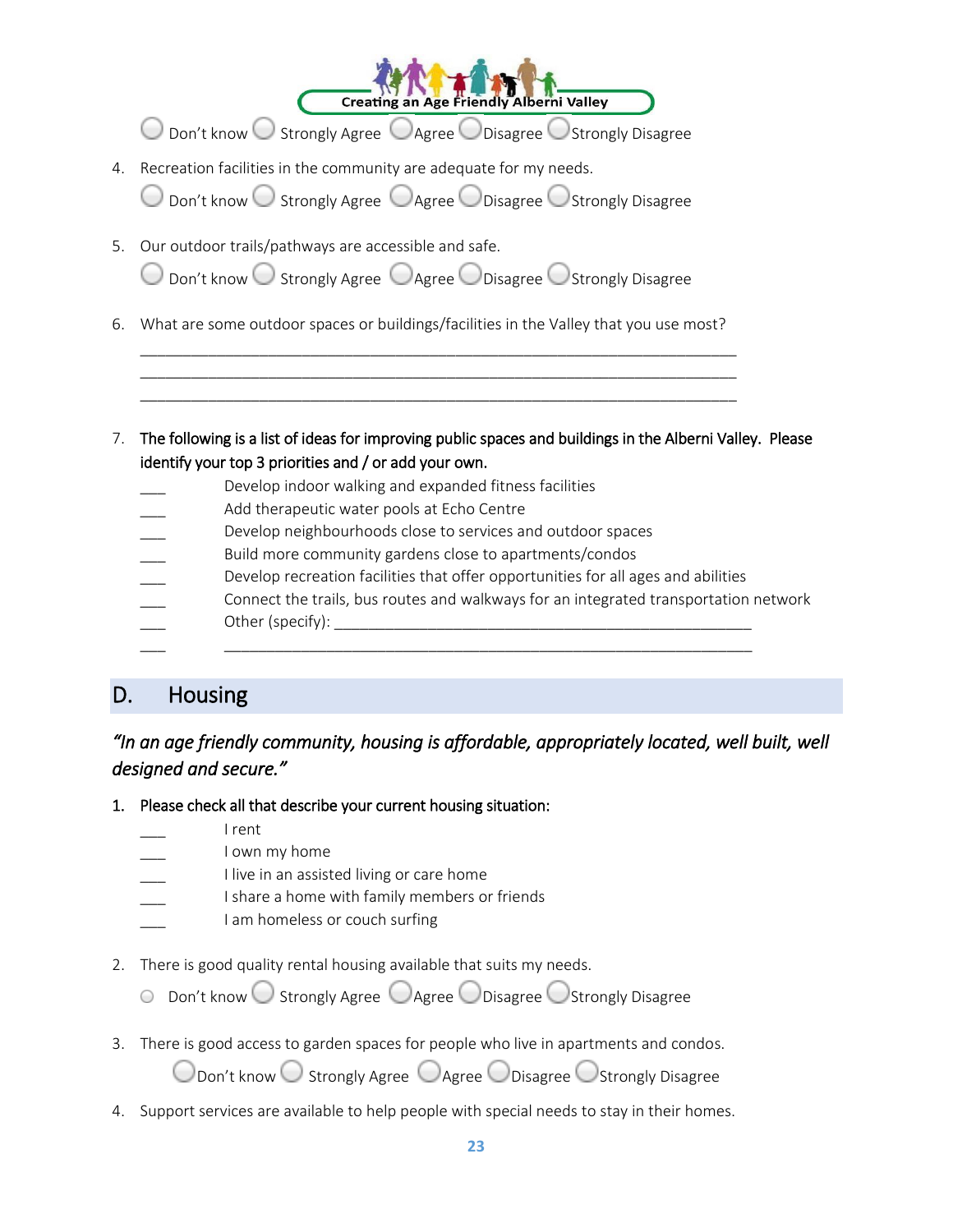○ Don't know ○ Strongly Agree ○ Agree ○ Disagree ○ Strongly Disagree

4. Recreation facilities in the community are adequate for my needs.

   ○ Don't know ○ Strongly Agree ○ Agree ○ Disagree ○ Strongly Disagree

5. Our outdoor trails/pathways are accessible and safe.

   ○ Don't know ○ Strongly Agree ○ Agree ○ Disagree ○ Strongly Disagree

6. What are some outdoor spaces or buildings/facilities in the Valley that you use most?

   ___________________________________________________________________________
   ___________________________________________________________________________
   ___________________________________________________________________________

7. **The following is a list of ideas for improving public spaces and buildings in the Alberni Valley. Please identify your top 3 priorities and / or add your own.**

   ___ Develop indoor walking and expanded fitness facilities
   ___ Add therapeutic water pools at Echo Centre
   ___ Develop neighbourhoods close to services and outdoor spaces
   ___ Build more community gardens close to apartments/condos
   ___ Develop recreation facilities that offer opportunities for all ages and abilities
   ___ Connect the trails, bus routes and walkways for an integrated transportation network
   ___ Other (specify): ___________________________________________________
   ___ ___________________________________________________________________

## D. Housing

*"In an age friendly community, housing is affordable, appropriately located, well built, well designed and secure."*

1. **Please check all that describe your current housing situation:**

   ___ I rent
   ___ I own my home
   ___ I live in an assisted living or care home
   ___ I share a home with family members or friends
   ___ I am homeless or couch surfing

2. There is good quality rental housing available that suits my needs.

   ○ Don't know ○ Strongly Agree ○ Agree ○ Disagree ○ Strongly Disagree

3. There is good access to garden spaces for people who live in apartments and condos.

   ○ Don't know ○ Strongly Agree ○ Agree ○ Disagree ○ Strongly Disagree

4. Support services are available to help people with special needs to stay in their homes.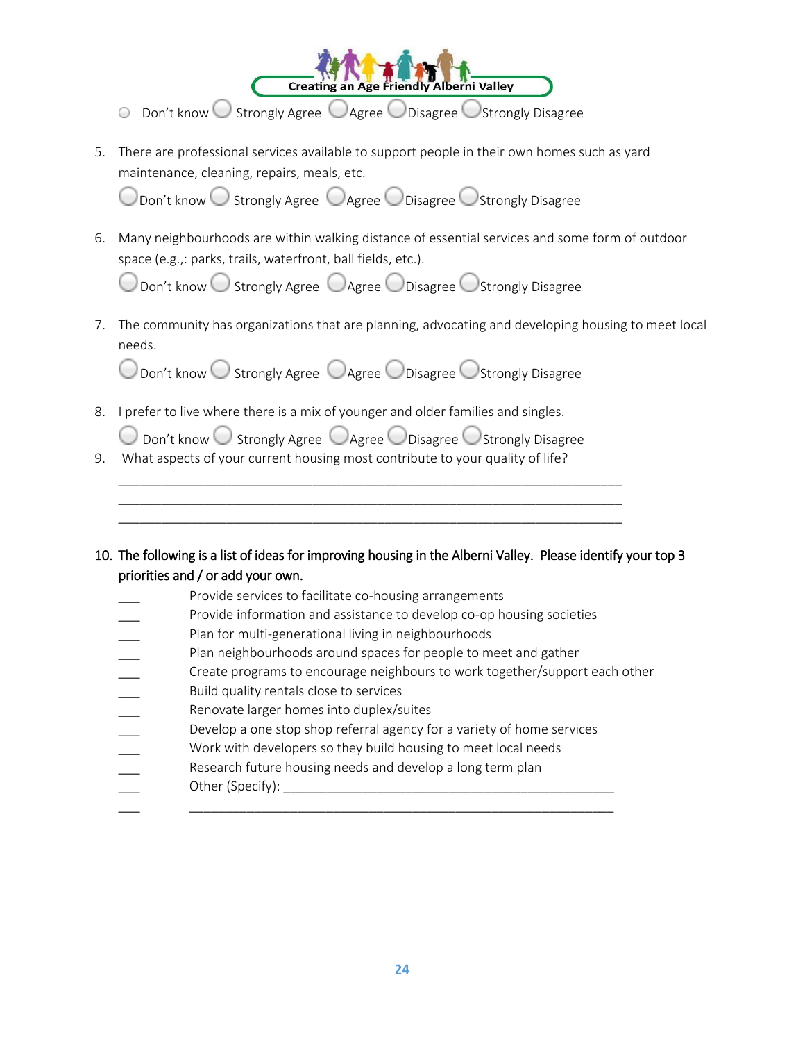○ Don't know ○ Strongly Agree ○ Agree ○ Disagree ○ Strongly Disagree

5. There are professional services available to support people in their own homes such as yard maintenance, cleaning, repairs, meals, etc.

   ○ Don't know ○ Strongly Agree ○ Agree ○ Disagree ○ Strongly Disagree

6. Many neighbourhoods are within walking distance of essential services and some form of outdoor space (e.g.,: parks, trails, waterfront, ball fields, etc.).

   ○ Don't know ○ Strongly Agree ○ Agree ○ Disagree ○ Strongly Disagree

7. The community has organizations that are planning, advocating and developing housing to meet local needs.

   ○ Don't know ○ Strongly Agree ○ Agree ○ Disagree ○ Strongly Disagree

8. I prefer to live where there is a mix of younger and older families and singles.

   ○ Don't know ○ Strongly Agree ○ Agree ○ Disagree ○ Strongly Disagree

9. What aspects of your current housing most contribute to your quality of life?

   ______________________________________________________________________
   ______________________________________________________________________
   ______________________________________________________________________

10. **The following is a list of ideas for improving housing in the Alberni Valley. Please identify your top 3 priorities and / or add your own.**

   ___ Provide services to facilitate co-housing arrangements
   ___ Provide information and assistance to develop co-op housing societies
   ___ Plan for multi-generational living in neighbourhoods
   ___ Plan neighbourhoods around spaces for people to meet and gather
   ___ Create programs to encourage neighbours to work together/support each other
   ___ Build quality rentals close to services
   ___ Renovate larger homes into duplex/suites
   ___ Develop a one stop shop referral agency for a variety of home services
   ___ Work with developers so they build housing to meet local needs
   ___ Research future housing needs and develop a long term plan
   ___ Other (Specify): ______________________________________________
   ___ __________________________________________________________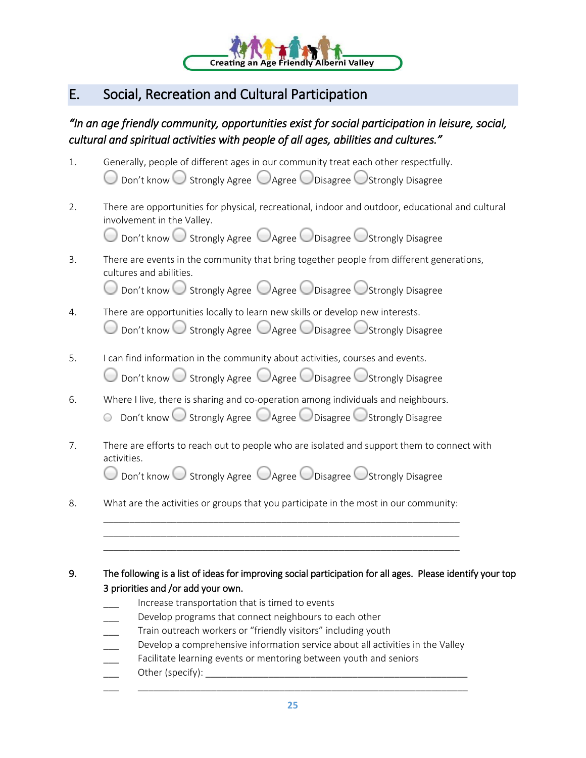## E. Social, Recreation and Cultural Participation

*"In an age friendly community, opportunities exist for social participation in leisure, social, cultural and spiritual activities with people of all ages, abilities and cultures."*

1. Generally, people of different ages in our community treat each other respectfully.
   ◯ Don't know ◯ Strongly Agree ◯ Agree ◯ Disagree ◯ Strongly Disagree

2. There are opportunities for physical, recreational, indoor and outdoor, educational and cultural involvement in the Valley.
   ◯ Don't know ◯ Strongly Agree ◯ Agree ◯ Disagree ◯ Strongly Disagree

3. There are events in the community that bring together people from different generations, cultures and abilities.
   ◯ Don't know ◯ Strongly Agree ◯ Agree ◯ Disagree ◯ Strongly Disagree

4. There are opportunities locally to learn new skills or develop new interests.
   ◯ Don't know ◯ Strongly Agree ◯ Agree ◯ Disagree ◯ Strongly Disagree

5. I can find information in the community about activities, courses and events.
   ◯ Don't know ◯ Strongly Agree ◯ Agree ◯ Disagree ◯ Strongly Disagree

6. Where I live, there is sharing and co-operation among individuals and neighbours.
   ◯ Don't know ◯ Strongly Agree ◯ Agree ◯ Disagree ◯ Strongly Disagree

7. There are efforts to reach out to people who are isolated and support them to connect with activities.
   ◯ Don't know ◯ Strongly Agree ◯ Agree ◯ Disagree ◯ Strongly Disagree

8. What are the activities or groups that you participate in the most in our community:
   ________________________________________________________________
   ________________________________________________________________
   ________________________________________________________________

9. **The following is a list of ideas for improving social participation for all ages. Please identify your top 3 priorities and /or add your own.**
   - ___ Increase transportation that is timed to events
   - ___ Develop programs that connect neighbours to each other
   - ___ Train outreach workers or "friendly visitors" including youth
   - ___ Develop a comprehensive information service about all activities in the Valley
   - ___ Facilitate learning events or mentoring between youth and seniors
   - ___ Other (specify): ________________________________________________
   - ___ ________________________________________________________________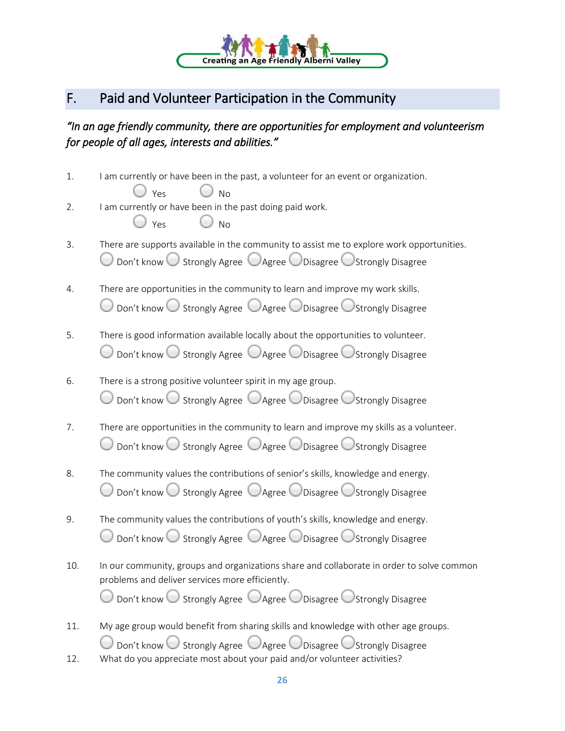Creating an Age Friendly Alberni Valley

## F. Paid and Volunteer Participation in the Community

*"In an age friendly community, there are opportunities for employment and volunteerism for people of all ages, interests and abilities."*

1. I am currently or have been in the past, a volunteer for an event or organization.

   ◯ Yes ◯ No

2. I am currently or have been in the past doing paid work.

   ◯ Yes ◯ No

3. There are supports available in the community to assist me to explore work opportunities.

   ◯ Don't know ◯ Strongly Agree ◯ Agree ◯ Disagree ◯ Strongly Disagree

4. There are opportunities in the community to learn and improve my work skills.

   ◯ Don't know ◯ Strongly Agree ◯ Agree ◯ Disagree ◯ Strongly Disagree

5. There is good information available locally about the opportunities to volunteer.

   ◯ Don't know ◯ Strongly Agree ◯ Agree ◯ Disagree ◯ Strongly Disagree

6. There is a strong positive volunteer spirit in my age group.

   ◯ Don't know ◯ Strongly Agree ◯ Agree ◯ Disagree ◯ Strongly Disagree

7. There are opportunities in the community to learn and improve my skills as a volunteer.

   ◯ Don't know ◯ Strongly Agree ◯ Agree ◯ Disagree ◯ Strongly Disagree

8. The community values the contributions of senior's skills, knowledge and energy.

   ◯ Don't know ◯ Strongly Agree ◯ Agree ◯ Disagree ◯ Strongly Disagree

9. The community values the contributions of youth's skills, knowledge and energy.

   ◯ Don't know ◯ Strongly Agree ◯ Agree ◯ Disagree ◯ Strongly Disagree

10. In our community, groups and organizations share and collaborate in order to solve common problems and deliver services more efficiently.

    ◯ Don't know ◯ Strongly Agree ◯ Agree ◯ Disagree ◯ Strongly Disagree

11. My age group would benefit from sharing skills and knowledge with other age groups.

    ◯ Don't know ◯ Strongly Agree ◯ Agree ◯ Disagree ◯ Strongly Disagree

12. What do you appreciate most about your paid and/or volunteer activities?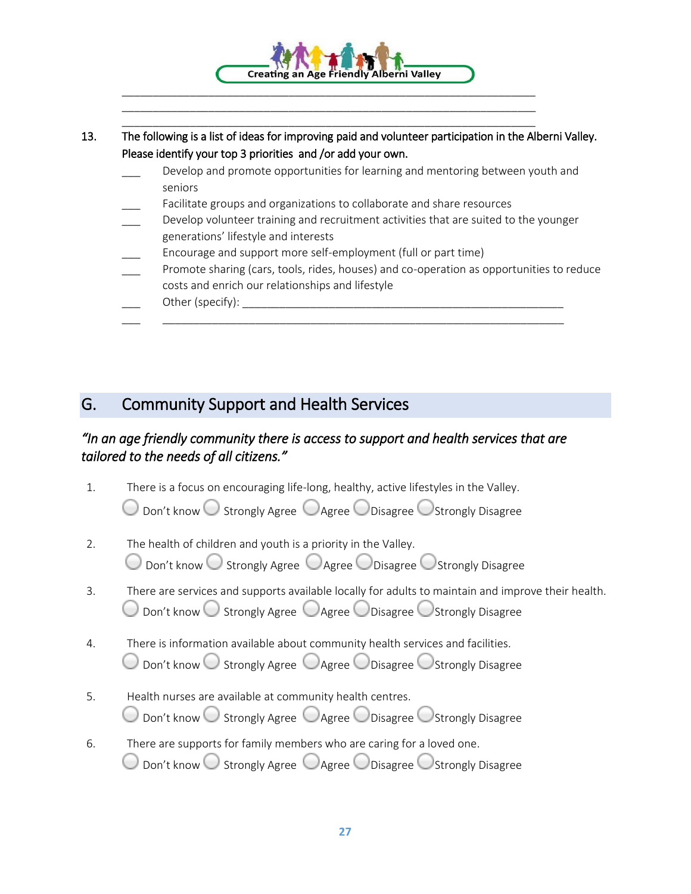\_\_\_\_\_\_\_\_\_\_\_\_\_\_\_\_\_\_\_\_\_\_\_\_\_\_\_\_\_\_\_\_\_\_\_\_\_\_\_\_\_\_\_\_\_\_\_\_\_\_\_\_\_\_\_\_\_\_\_\_\_\_\_\_\_\_\_\_\_\_

\_\_\_\_\_\_\_\_\_\_\_\_\_\_\_\_\_\_\_\_\_\_\_\_\_\_\_\_\_\_\_\_\_\_\_\_\_\_\_\_\_\_\_\_\_\_\_\_\_\_\_\_\_\_\_\_\_\_\_\_\_\_\_\_\_\_\_\_\_\_

\_\_\_\_\_\_\_\_\_\_\_\_\_\_\_\_\_\_\_\_\_\_\_\_\_\_\_\_\_\_\_\_\_\_\_\_\_\_\_\_\_\_\_\_\_\_\_\_\_\_\_\_\_\_\_\_\_\_\_\_\_\_\_\_\_\_\_\_\_\_

13. The following is a list of ideas for improving paid and volunteer participation in the Alberni Valley. Please identify your top 3 priorities and /or add your own.

- ___ Develop and promote opportunities for learning and mentoring between youth and seniors
- ___ Facilitate groups and organizations to collaborate and share resources
- ___ Develop volunteer training and recruitment activities that are suited to the younger generations' lifestyle and interests
- ___ Encourage and support more self-employment (full or part time)
- ___ Promote sharing (cars, tools, rides, houses) and co-operation as opportunities to reduce costs and enrich our relationships and lifestyle
- ___ Other (specify): \_\_\_\_\_\_\_\_\_\_\_\_\_\_\_\_\_\_\_\_\_\_\_\_\_\_\_\_\_\_\_\_\_\_\_\_\_\_\_\_\_\_\_\_\_\_\_\_\_\_\_\_
- ___ \_\_\_\_\_\_\_\_\_\_\_\_\_\_\_\_\_\_\_\_\_\_\_\_\_\_\_\_\_\_\_\_\_\_\_\_\_\_\_\_\_\_\_\_\_\_\_\_\_\_\_\_\_\_\_\_\_\_\_\_\_\_\_\_

## G. Community Support and Health Services

*"In an age friendly community there is access to support and health services that are tailored to the needs of all citizens."*

1. There is a focus on encouraging life-long, healthy, active lifestyles in the Valley.
   ○ Don't know ○ Strongly Agree ○ Agree ○ Disagree ○ Strongly Disagree

2. The health of children and youth is a priority in the Valley.
   ○ Don't know ○ Strongly Agree ○ Agree ○ Disagree ○ Strongly Disagree

3. There are services and supports available locally for adults to maintain and improve their health.
   ○ Don't know ○ Strongly Agree ○ Agree ○ Disagree ○ Strongly Disagree

4. There is information available about community health services and facilities.
   ○ Don't know ○ Strongly Agree ○ Agree ○ Disagree ○ Strongly Disagree

5. Health nurses are available at community health centres.
   ○ Don't know ○ Strongly Agree ○ Agree ○ Disagree ○ Strongly Disagree

6. There are supports for family members who are caring for a loved one.
   ○ Don't know ○ Strongly Agree ○ Agree ○ Disagree ○ Strongly Disagree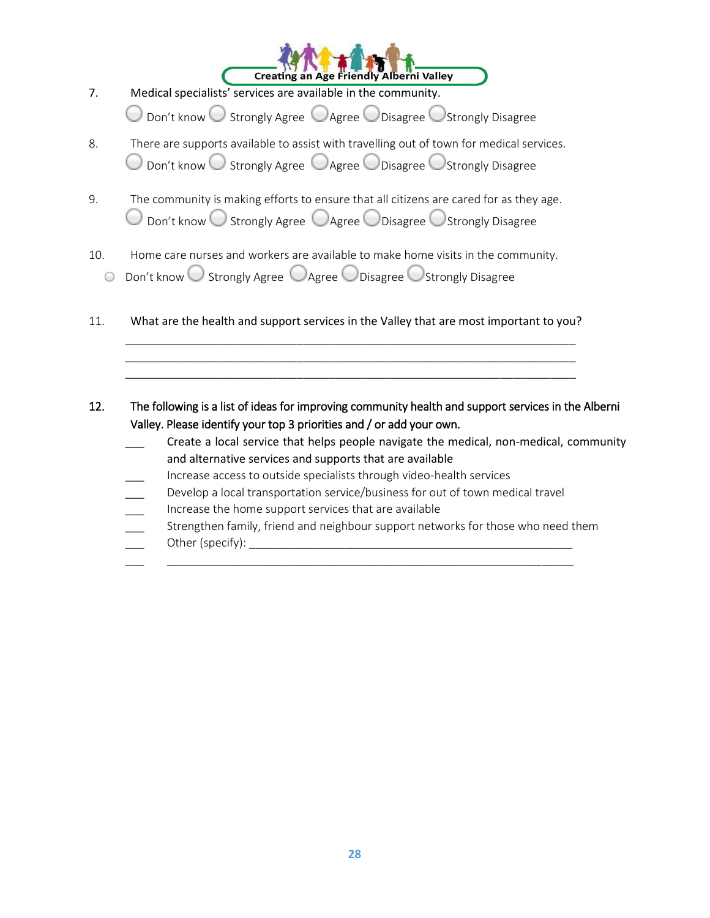7. Medical specialists' services are available in the community.

   ◯ Don't know ◯ Strongly Agree ◯ Agree ◯ Disagree ◯ Strongly Disagree

8. There are supports available to assist with travelling out of town for medical services.

   ◯ Don't know ◯ Strongly Agree ◯ Agree ◯ Disagree ◯ Strongly Disagree

9. The community is making efforts to ensure that all citizens are cared for as they age.

   ◯ Don't know ◯ Strongly Agree ◯ Agree ◯ Disagree ◯ Strongly Disagree

10. Home care nurses and workers are available to make home visits in the community.

   ◯ Don't know ◯ Strongly Agree ◯ Agree ◯ Disagree ◯ Strongly Disagree

11. What are the health and support services in the Valley that are most important to you?

   ___________________________________________________________________________
   ___________________________________________________________________________
   ___________________________________________________________________________

12. **The following is a list of ideas for improving community health and support services in the Alberni Valley. Please identify your top 3 priorities and / or add your own.**

   ___ Create a local service that helps people navigate the medical, non-medical, community and alternative services and supports that are available

   ___ Increase access to outside specialists through video-health services

   ___ Develop a local transportation service/business for out of town medical travel

   ___ Increase the home support services that are available

   ___ Strengthen family, friend and neighbour support networks for those who need them

   ___ Other (specify): ______________________________________________________

   ___ ________________________________________________________________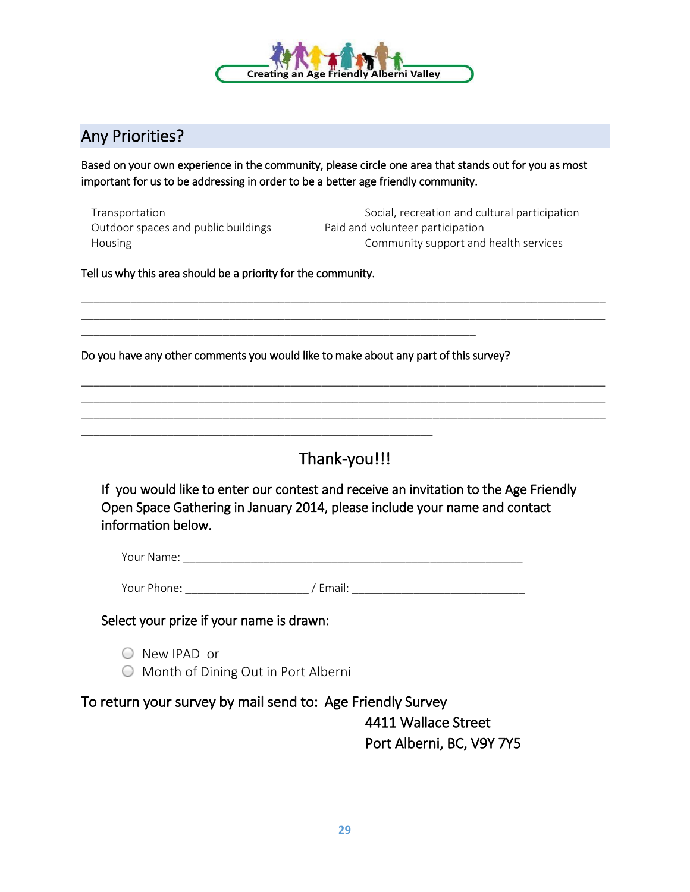Creating an Age Friendly Alberni Valley

## Any Priorities?

Based on your own experience in the community, please circle one area that stands out for you as most important for us to be addressing in order to be a better age friendly community.

Transportation
Outdoor spaces and public buildings
Housing
Social, recreation and cultural participation
Paid and volunteer participation
Community support and health services

Tell us why this area should be a priority for the community.

______________________________________________________________________________
______________________________________________________________________________
___________________________________________________________

Do you have any other comments you would like to make about any part of this survey?

______________________________________________________________________________
______________________________________________________________________________
______________________________________________________________________________
_____________________________________________________

## Thank-you!!!

If you would like to enter our contest and receive an invitation to the Age Friendly Open Space Gathering in January 2014, please include your name and contact information below.

Your Name: ___________________________________________________

Your Phone: ____________________ / Email: ___________________________

Select your prize if your name is drawn:

- ○ New IPAD or
- ○ Month of Dining Out in Port Alberni

To return your survey by mail send to: Age Friendly Survey
4411 Wallace Street
Port Alberni, BC, V9Y 7Y5